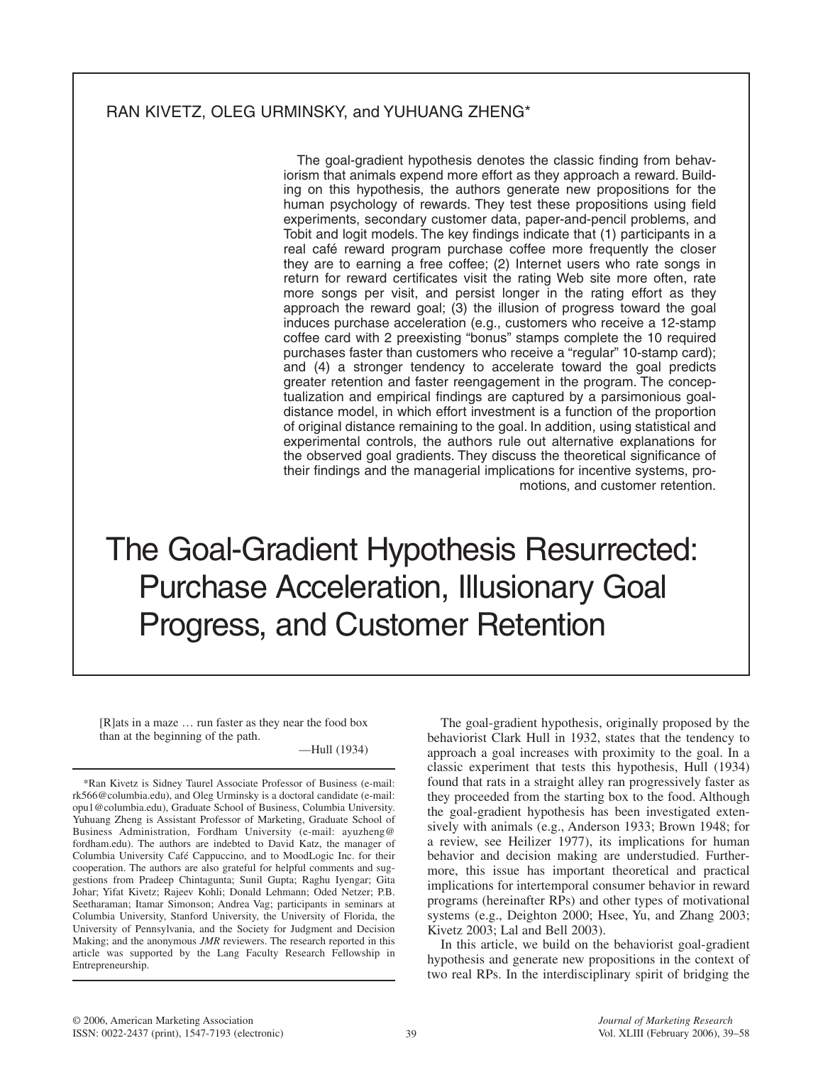RAN KIVETZ, OLEG URMINSKY, and YUHUANG ZHENG*

The goal-gradient hypothesis denotes the classic finding from behaviorism that animals expend more effort as they approach a reward. Building on this hypothesis, the authors generate new propositions for the human psychology of rewards. They test these propositions using field experiments, secondary customer data, paper-and-pencil problems, and Tobit and logit models. The key findings indicate that (1) participants in a real café reward program purchase coffee more frequently the closer they are to earning a free coffee; (2) Internet users who rate songs in return for reward certificates visit the rating Web site more often, rate more songs per visit, and persist longer in the rating effort as they approach the reward goal; (3) the illusion of progress toward the goal induces purchase acceleration (e.g., customers who receive a 12-stamp coffee card with 2 preexisting "bonus" stamps complete the 10 required purchases faster than customers who receive a "regular" 10-stamp card); and (4) a stronger tendency to accelerate toward the goal predicts greater retention and faster reengagement in the program. The conceptualization and empirical findings are captured by a parsimonious goal-distance model, in which effort investment is a function of the proportion of original distance remaining to the goal. In addition, using statistical and experimental controls, the authors rule out alternative explanations for the observed goal gradients. They discuss the theoretical significance of their findings and the managerial implications for incentive systems, promotions, and customer retention.

# The Goal-Gradient Hypothesis Resurrected: Purchase Acceleration, Illusionary Goal Progress, and Customer Retention

> [R]ats in a maze … run faster as they near the food box than at the beginning of the path.
>
> —Hull (1934)

The goal-gradient hypothesis, originally proposed by the behaviorist Clark Hull in 1932, states that the tendency to approach a goal increases with proximity to the goal. In a classic experiment that tests this hypothesis, Hull (1934) found that rats in a straight alley ran progressively faster as they proceeded from the starting box to the food. Although the goal-gradient hypothesis has been investigated extensively with animals (e.g., Anderson 1933; Brown 1948; for a review, see Heilizer 1977), its implications for human behavior and decision making are understudied. Furthermore, this issue has important theoretical and practical implications for intertemporal consumer behavior in reward programs (hereinafter RPs) and other types of motivational systems (e.g., Deighton 2000; Hsee, Yu, and Zhang 2003; Kivetz 2003; Lal and Bell 2003).

In this article, we build on the behaviorist goal-gradient hypothesis and generate new propositions in the context of two real RPs. In the interdisciplinary spirit of bridging the

---

*Ran Kivetz is Sidney Taurel Associate Professor of Business (e-mail: rk566@columbia.edu), and Oleg Urminsky is a doctoral candidate (e-mail: opu1@columbia.edu), Graduate School of Business, Columbia University. Yuhuang Zheng is Assistant Professor of Marketing, Graduate School of Business Administration, Fordham University (e-mail: ayuzheng@fordham.edu). The authors are indebted to David Katz, the manager of Columbia University Café Cappuccino, and to MoodLogic Inc. for their cooperation. The authors are also grateful for helpful comments and suggestions from Pradeep Chintagunta; Sunil Gupta; Raghu Iyengar; Gita Johar; Yifat Kivetz; Rajeev Kohli; Donald Lehmann; Oded Netzer; P.B. Seetharaman; Itamar Simonson; Andrea Vag; participants in seminars at Columbia University, Stanford University, the University of Florida, the University of Pennsylvania, and the Society for Judgment and Decision Making; and the anonymous *JMR* reviewers. The research reported in this article was supported by the Lang Faculty Research Fellowship in Entrepreneurship.

© 2006, American Marketing Association
ISSN: 0022-2437 (print), 1547-7193 (electronic)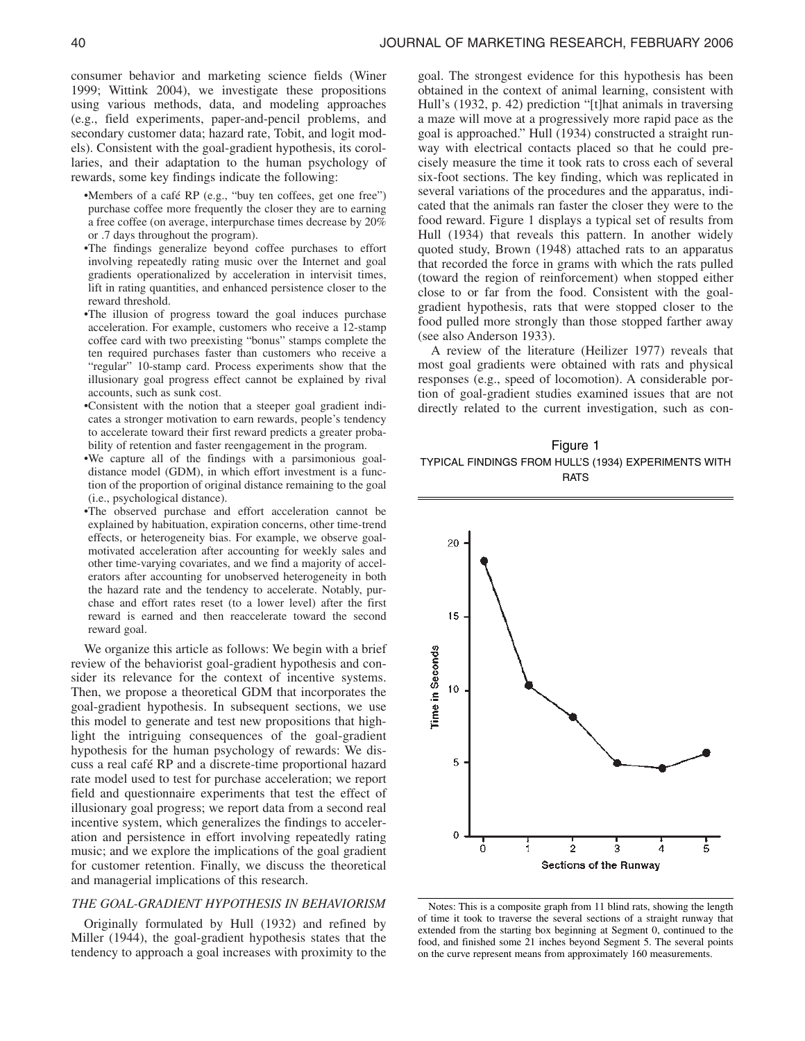consumer behavior and marketing science fields (Winer 1999; Wittink 2004), we investigate these propositions using various methods, data, and modeling approaches (e.g., field experiments, paper-and-pencil problems, and secondary customer data; hazard rate, Tobit, and logit models). Consistent with the goal-gradient hypothesis, its corollaries, and their adaptation to the human psychology of rewards, some key findings indicate the following:

- Members of a café RP (e.g., "buy ten coffees, get one free") purchase coffee more frequently the closer they are to earning a free coffee (on average, interpurchase times decrease by 20% or .7 days throughout the program).
- The findings generalize beyond coffee purchases to effort involving repeatedly rating music over the Internet and goal gradients operationalized by acceleration in intervisit times, lift in rating quantities, and enhanced persistence closer to the reward threshold.
- The illusion of progress toward the goal induces purchase acceleration. For example, customers who receive a 12-stamp coffee card with two preexisting "bonus" stamps complete the ten required purchases faster than customers who receive a "regular" 10-stamp card. Process experiments show that the illusionary goal progress effect cannot be explained by rival accounts, such as sunk cost.
- Consistent with the notion that a steeper goal gradient indicates a stronger motivation to earn rewards, people's tendency to accelerate toward their first reward predicts a greater probability of retention and faster reengagement in the program.
- We capture all of the findings with a parsimonious goal-distance model (GDM), in which effort investment is a function of the proportion of original distance remaining to the goal (i.e., psychological distance).
- The observed purchase and effort acceleration cannot be explained by habituation, expiration concerns, other time-trend effects, or heterogeneity bias. For example, we observe goal-motivated acceleration after accounting for weekly sales and other time-varying covariates, and we find a majority of accelerators after accounting for unobserved heterogeneity in both the hazard rate and the tendency to accelerate. Notably, purchase and effort rates reset (to a lower level) after the first reward is earned and then reaccelerate toward the second reward goal.

We organize this article as follows: We begin with a brief review of the behaviorist goal-gradient hypothesis and consider its relevance for the context of incentive systems. Then, we propose a theoretical GDM that incorporates the goal-gradient hypothesis. In subsequent sections, we use this model to generate and test new propositions that highlight the intriguing consequences of the goal-gradient hypothesis for the human psychology of rewards: We discuss a real café RP and a discrete-time proportional hazard rate model used to test for purchase acceleration; we report field and questionnaire experiments that test the effect of illusionary goal progress; we report data from a second real incentive system, which generalizes the findings to acceleration and persistence in effort involving repeatedly rating music; and we explore the implications of the goal gradient for customer retention. Finally, we discuss the theoretical and managerial implications of this research.

## *THE GOAL-GRADIENT HYPOTHESIS IN BEHAVIORISM*

Originally formulated by Hull (1932) and refined by Miller (1944), the goal-gradient hypothesis states that the tendency to approach a goal increases with proximity to the goal. The strongest evidence for this hypothesis has been obtained in the context of animal learning, consistent with Hull's (1932, p. 42) prediction "[t]hat animals in traversing a maze will move at a progressively more rapid pace as the goal is approached." Hull (1934) constructed a straight runway with electrical contacts placed so that he could precisely measure the time it took rats to cross each of several six-foot sections. The key finding, which was replicated in several variations of the procedures and the apparatus, indicated that the animals ran faster the closer they were to the food reward. Figure 1 displays a typical set of results from Hull (1934) that reveals this pattern. In another widely quoted study, Brown (1948) attached rats to an apparatus that recorded the force in grams with which the rats pulled (toward the region of reinforcement) when stopped either close to or far from the food. Consistent with the goal-gradient hypothesis, rats that were stopped closer to the food pulled more strongly than those stopped farther away (see also Anderson 1933).

A review of the literature (Heilizer 1977) reveals that most goal gradients were obtained with rats and physical responses (e.g., speed of locomotion). A considerable portion of goal-gradient studies examined issues that are not directly related to the current investigation, such as con-

Figure 1
TYPICAL FINDINGS FROM HULL'S (1934) EXPERIMENTS WITH RATS

Notes: This is a composite graph from 11 blind rats, showing the length of time it took to traverse the several sections of a straight runway that extended from the starting box beginning at Segment 0, continued to the food, and finished some 21 inches beyond Segment 5. The several points on the curve represent means from approximately 160 measurements.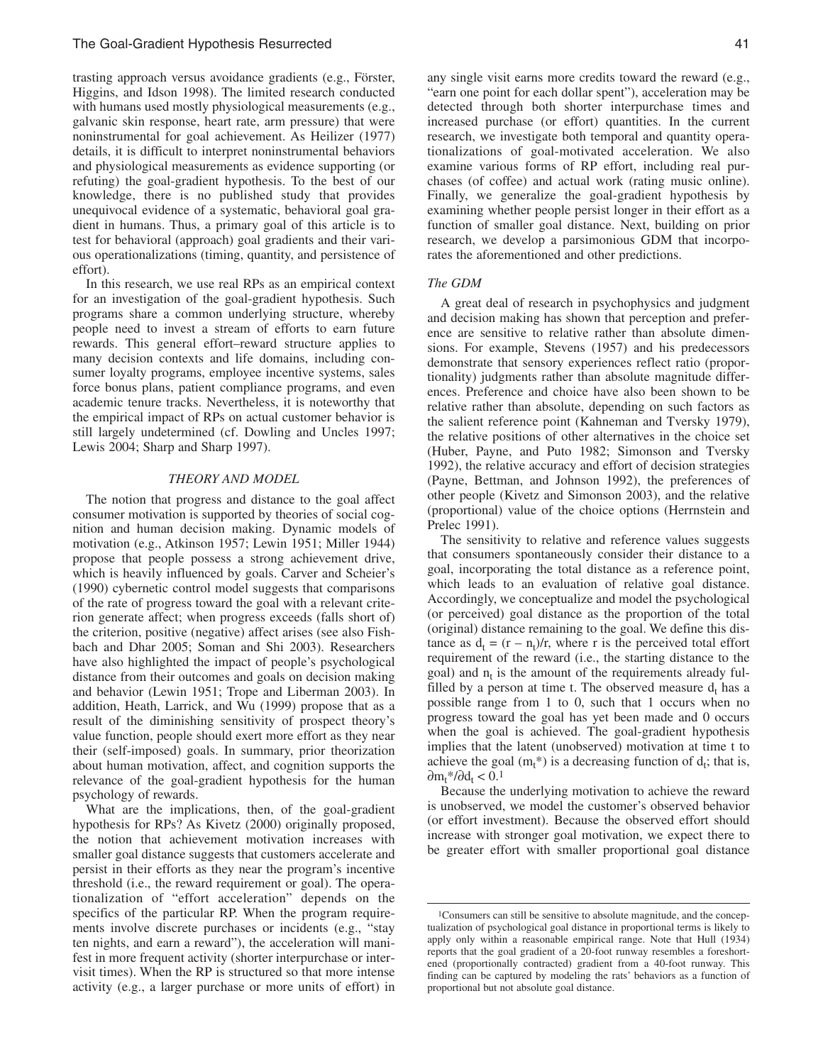trasting approach versus avoidance gradients (e.g., Förster, Higgins, and Idson 1998). The limited research conducted with humans used mostly physiological measurements (e.g., galvanic skin response, heart rate, arm pressure) that were noninstrumental for goal achievement. As Heilizer (1977) details, it is difficult to interpret noninstrumental behaviors and physiological measurements as evidence supporting (or refuting) the goal-gradient hypothesis. To the best of our knowledge, there is no published study that provides unequivocal evidence of a systematic, behavioral goal gradient in humans. Thus, a primary goal of this article is to test for behavioral (approach) goal gradients and their various operationalizations (timing, quantity, and persistence of effort).

In this research, we use real RPs as an empirical context for an investigation of the goal-gradient hypothesis. Such programs share a common underlying structure, whereby people need to invest a stream of efforts to earn future rewards. This general effort–reward structure applies to many decision contexts and life domains, including consumer loyalty programs, employee incentive systems, sales force bonus plans, patient compliance programs, and even academic tenure tracks. Nevertheless, it is noteworthy that the empirical impact of RPs on actual customer behavior is still largely undetermined (cf. Dowling and Uncles 1997; Lewis 2004; Sharp and Sharp 1997).

## THEORY AND MODEL

The notion that progress and distance to the goal affect consumer motivation is supported by theories of social cognition and human decision making. Dynamic models of motivation (e.g., Atkinson 1957; Lewin 1951; Miller 1944) propose that people possess a strong achievement drive, which is heavily influenced by goals. Carver and Scheier's (1990) cybernetic control model suggests that comparisons of the rate of progress toward the goal with a relevant criterion generate affect; when progress exceeds (falls short of) the criterion, positive (negative) affect arises (see also Fishbach and Dhar 2005; Soman and Shi 2003). Researchers have also highlighted the impact of people's psychological distance from their outcomes and goals on decision making and behavior (Lewin 1951; Trope and Liberman 2003). In addition, Heath, Larrick, and Wu (1999) propose that as a result of the diminishing sensitivity of prospect theory's value function, people should exert more effort as they near their (self-imposed) goals. In summary, prior theorization about human motivation, affect, and cognition supports the relevance of the goal-gradient hypothesis for the human psychology of rewards.

What are the implications, then, of the goal-gradient hypothesis for RPs? As Kivetz (2000) originally proposed, the notion that achievement motivation increases with smaller goal distance suggests that customers accelerate and persist in their efforts as they near the program's incentive threshold (i.e., the reward requirement or goal). The operationalization of "effort acceleration" depends on the specifics of the particular RP. When the program requirements involve discrete purchases or incidents (e.g., "stay ten nights, and earn a reward"), the acceleration will manifest in more frequent activity (shorter interpurchase or intervisit times). When the RP is structured so that more intense activity (e.g., a larger purchase or more units of effort) in any single visit earns more credits toward the reward (e.g., "earn one point for each dollar spent"), acceleration may be detected through both shorter interpurchase times and increased purchase (or effort) quantities. In the current research, we investigate both temporal and quantity operationalizations of goal-motivated acceleration. We also examine various forms of RP effort, including real purchases (of coffee) and actual work (rating music online). Finally, we generalize the goal-gradient hypothesis by examining whether people persist longer in their effort as a function of smaller goal distance. Next, building on prior research, we develop a parsimonious GDM that incorporates the aforementioned and other predictions.

### *The GDM*

A great deal of research in psychophysics and judgment and decision making has shown that perception and preference are sensitive to relative rather than absolute dimensions. For example, Stevens (1957) and his predecessors demonstrate that sensory experiences reflect ratio (proportionality) judgments rather than absolute magnitude differences. Preference and choice have also been shown to be relative rather than absolute, depending on such factors as the salient reference point (Kahneman and Tversky 1979), the relative positions of other alternatives in the choice set (Huber, Payne, and Puto 1982; Simonson and Tversky 1992), the relative accuracy and effort of decision strategies (Payne, Bettman, and Johnson 1992), the preferences of other people (Kivetz and Simonson 2003), and the relative (proportional) value of the choice options (Herrnstein and Prelec 1991).

The sensitivity to relative and reference values suggests that consumers spontaneously consider their distance to a goal, incorporating the total distance as a reference point, which leads to an evaluation of relative goal distance. Accordingly, we conceptualize and model the psychological (or perceived) goal distance as the proportion of the total (original) distance remaining to the goal. We define this distance as $d_t = (r - n_t)/r$, where r is the perceived total effort requirement of the reward (i.e., the starting distance to the goal) and $n_t$ is the amount of the requirements already fulfilled by a person at time t. The observed measure $d_t$ has a possible range from 1 to 0, such that 1 occurs when no progress toward the goal has yet been made and 0 occurs when the goal is achieved. The goal-gradient hypothesis implies that the latent (unobserved) motivation at time t to achieve the goal ($m_t^*$) is a decreasing function of $d_t$; that is, $\partial m_t^*/\partial d_t < 0$.[1]

Because the underlying motivation to achieve the reward is unobserved, we model the customer's observed behavior (or effort investment). Because the observed effort should increase with stronger goal motivation, we expect there to be greater effort with smaller proportional goal distance

---

[1]Consumers can still be sensitive to absolute magnitude, and the conceptualization of psychological goal distance in proportional terms is likely to apply only within a reasonable empirical range. Note that Hull (1934) reports that the goal gradient of a 20-foot runway resembles a foreshortened (proportionally contracted) gradient from a 40-foot runway. This finding can be captured by modeling the rats' behaviors as a function of proportional but not absolute goal distance.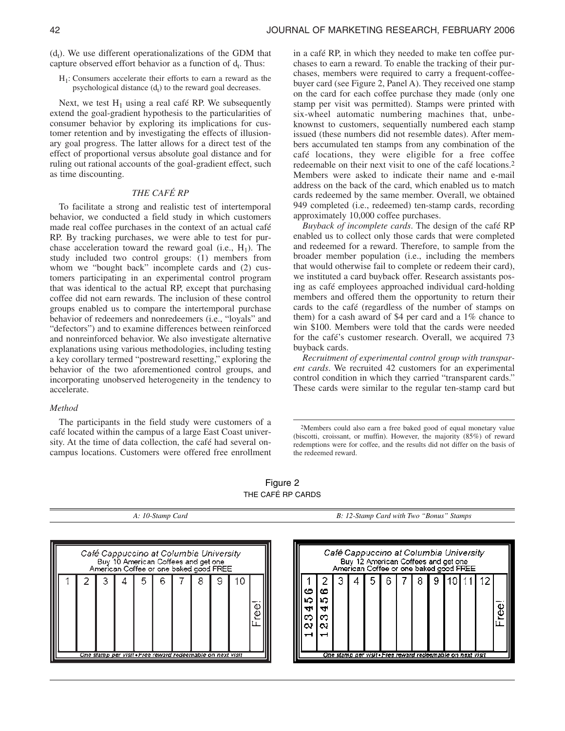($d_t$). We use different operationalizations of the GDM that capture observed effort behavior as a function of $d_t$. Thus:

$H_1$: Consumers accelerate their efforts to earn a reward as the psychological distance ($d_t$) to the reward goal decreases.

Next, we test $H_1$ using a real café RP. We subsequently extend the goal-gradient hypothesis to the particularities of consumer behavior by exploring its implications for customer retention and by investigating the effects of illusionary goal progress. The latter allows for a direct test of the effect of proportional versus absolute goal distance and for ruling out rational accounts of the goal-gradient effect, such as time discounting.

## *THE CAFÉ RP*

To facilitate a strong and realistic test of intertemporal behavior, we conducted a field study in which customers made real coffee purchases in the context of an actual café RP. By tracking purchases, we were able to test for purchase acceleration toward the reward goal (i.e., $H_1$). The study included two control groups: (1) members from whom we "bought back" incomplete cards and (2) customers participating in an experimental control program that was identical to the actual RP, except that purchasing coffee did not earn rewards. The inclusion of these control groups enabled us to compare the intertemporal purchase behavior of redeemers and nonredeemers (i.e., "loyals" and "defectors") and to examine differences between reinforced and nonreinforced behavior. We also investigate alternative explanations using various methodologies, including testing a key corollary termed "postreward resetting," exploring the behavior of the two aforementioned control groups, and incorporating unobserved heterogeneity in the tendency to accelerate.

### *Method*

The participants in the field study were customers of a café located within the campus of a large East Coast university. At the time of data collection, the café had several on-campus locations. Customers were offered free enrollment in a café RP, in which they needed to make ten coffee purchases to earn a reward. To enable the tracking of their purchases, members were required to carry a frequent-coffee-buyer card (see Figure 2, Panel A). They received one stamp on the card for each coffee purchase they made (only one stamp per visit was permitted). Stamps were printed with six-wheel automatic numbering machines that, unbeknownst to customers, sequentially numbered each stamp issued (these numbers did not resemble dates). After members accumulated ten stamps from any combination of the café locations, they were eligible for a free coffee redeemable on their next visit to one of the café locations.[2] Members were asked to indicate their name and e-mail address on the back of the card, which enabled us to match cards redeemed by the same member. Overall, we obtained 949 completed (i.e., redeemed) ten-stamp cards, recording approximately 10,000 coffee purchases.

*Buyback of incomplete cards*. The design of the café RP enabled us to collect only those cards that were completed and redeemed for a reward. Therefore, to sample from the broader member population (i.e., including the members that would otherwise fail to complete or redeem their card), we instituted a card buyback offer. Research assistants posing as café employees approached individual card-holding members and offered them the opportunity to return their cards to the café (regardless of the number of stamps on them) for a cash award of \$4 per card and a 1% chance to win \$100. Members were told that the cards were needed for the café's customer research. Overall, we acquired 73 buyback cards.

*Recruitment of experimental control group with transparent cards*. We recruited 42 customers for an experimental control condition in which they carried "transparent cards." These cards were similar to the regular ten-stamp card but

[2]Members could also earn a free baked good of equal monetary value (biscotti, croissant, or muffin). However, the majority (85%) of reward redemptions were for coffee, and the results did not differ on the basis of the redeemed reward.

Figure 2
THE CAFÉ RP CARDS

| *A: 10-Stamp Card* | *B: 12-Stamp Card with Two "Bonus" Stamps* |
|---|---|
| Café Cappuccino at Columbia University / Buy 10 American Coffees and get one American Coffee or one baked good FREE / 1 2 3 4 5 6 7 8 9 10 Free! / One stamp per visit • Free reward redeemable on next visit | Café Cappuccino at Columbia University / Buy 12 American Coffees and get one American Coffee or one baked good FREE / 1 (123456) 2 (123456) 3 4 5 6 7 8 9 10 11 12 Free! / One stamp per visit • Free reward redeemable on next visit |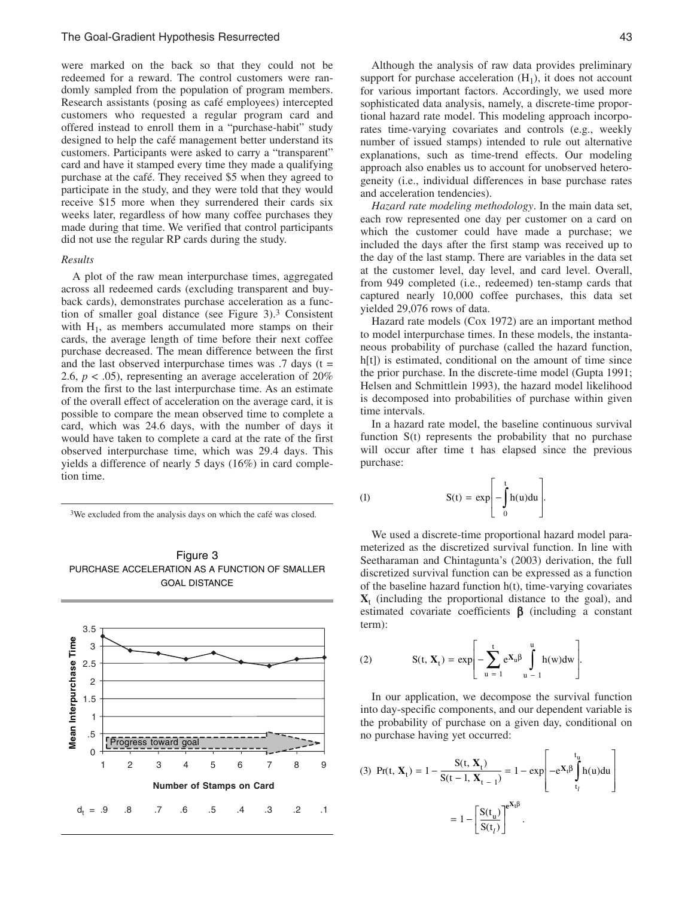were marked on the back so that they could not be redeemed for a reward. The control customers were randomly sampled from the population of program members. Research assistants (posing as café employees) intercepted customers who requested a regular program card and offered instead to enroll them in a "purchase-habit" study designed to help the café management better understand its customers. Participants were asked to carry a "transparent" card and have it stamped every time they made a qualifying purchase at the café. They received \$5 when they agreed to participate in the study, and they were told that they would receive \$15 more when they surrendered their cards six weeks later, regardless of how many coffee purchases they made during that time. We verified that control participants did not use the regular RP cards during the study.

*Results*

A plot of the raw mean interpurchase times, aggregated across all redeemed cards (excluding transparent and buyback cards), demonstrates purchase acceleration as a function of smaller goal distance (see Figure 3).[3] Consistent with $H_1$, as members accumulated more stamps on their cards, the average length of time before their next coffee purchase decreased. The mean difference between the first and the last observed interpurchase times was .7 days ($t = 2.6$, $p < .05$), representing an average acceleration of 20% from the first to the last interpurchase time. As an estimate of the overall effect of acceleration on the average card, it is possible to compare the mean observed time to complete a card, which was 24.6 days, with the number of days it would have taken to complete a card at the rate of the first observed interpurchase time, which was 29.4 days. This yields a difference of nearly 5 days (16%) in card completion time.

[3]We excluded from the analysis days on which the café was closed.

Figure 3
PURCHASE ACCELERATION AS A FUNCTION OF SMALLER GOAL DISTANCE

| Number of Stamps on Card | 1 | 2 | 3 | 4 | 5 | 6 | 7 | 8 | 9 |
|---|---|---|---|---|---|---|---|---|---|
| $d_t$ = | .9 | .8 | .7 | .6 | .5 | .4 | .3 | .2 | .1 |

Although the analysis of raw data provides preliminary support for purchase acceleration ($H_1$), it does not account for various important factors. Accordingly, we used more sophisticated data analysis, namely, a discrete-time proportional hazard rate model. This modeling approach incorporates time-varying covariates and controls (e.g., weekly number of issued stamps) intended to rule out alternative explanations, such as time-trend effects. Our modeling approach also enables us to account for unobserved heterogeneity (i.e., individual differences in base purchase rates and acceleration tendencies).

*Hazard rate modeling methodology*. In the main data set, each row represented one day per customer on a card on which the customer could have made a purchase; we included the days after the first stamp was received up to the day of the last stamp. There are variables in the data set at the customer level, day level, and card level. Overall, from 949 completed (i.e., redeemed) ten-stamp cards that captured nearly 10,000 coffee purchases, this data set yielded 29,076 rows of data.

Hazard rate models (Cox 1972) are an important method to model interpurchase times. In these models, the instantaneous probability of purchase (called the hazard function, h[t]) is estimated, conditional on the amount of time since the prior purchase. In the discrete-time model (Gupta 1991; Helsen and Schmittlein 1993), the hazard model likelihood is decomposed into probabilities of purchase within given time intervals.

In a hazard rate model, the baseline continuous survival function S(t) represents the probability that no purchase will occur after time t has elapsed since the previous purchase:

$$(1) \qquad S(t) = \exp\left[-\int_0^t h(u)du\right].$$

We used a discrete-time proportional hazard model parameterized as the discretized survival function. In line with Seetharaman and Chintagunta's (2003) derivation, the full discretized survival function can be expressed as a function of the baseline hazard function h(t), time-varying covariates $\mathbf{X}_t$ (including the proportional distance to the goal), and estimated covariate coefficients $\boldsymbol{\beta}$ (including a constant term):

$$(2) \qquad S(t, \mathbf{X}_t) = \exp\left[-\sum_{u=1}^{t} e^{\mathbf{X}_u\beta}\int_{u-1}^{u} h(w)dw\right].$$

In our application, we decompose the survival function into day-specific components, and our dependent variable is the probability of purchase on a given day, conditional on no purchase having yet occurred:

$$(3) \quad \Pr(t, \mathbf{X}_t) = 1 - \frac{S(t, \mathbf{X}_t)}{S(t-1, \mathbf{X}_{t-1})} = 1 - \exp\left[-e^{\mathbf{X}_t\beta}\int_{t_l}^{t_u} h(u)du\right]$$
$$= 1 - \left[\frac{S(t_u)}{S(t_l)}\right]^{e^{\mathbf{X}_t\beta}}.$$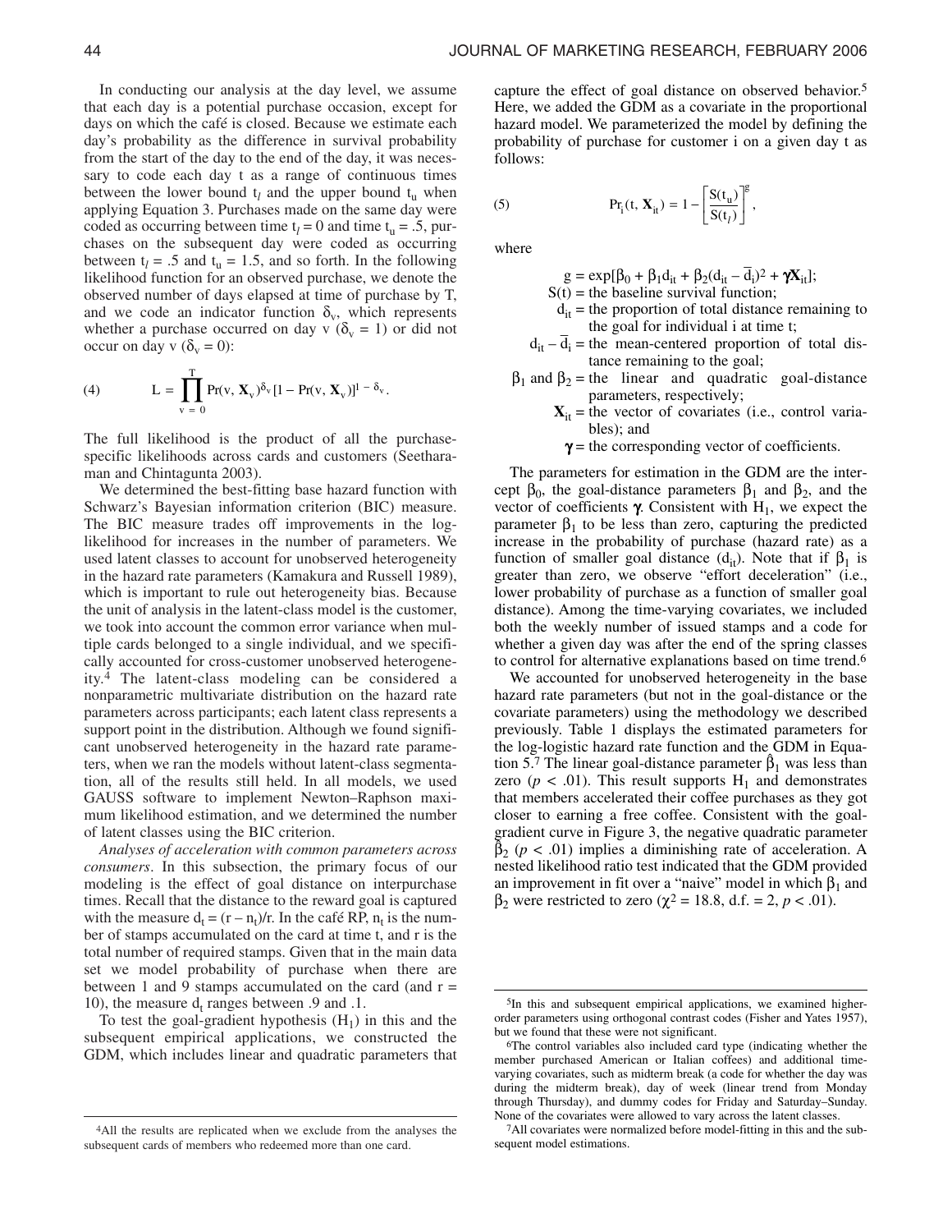In conducting our analysis at the day level, we assume that each day is a potential purchase occasion, except for days on which the café is closed. Because we estimate each day's probability as the difference in survival probability from the start of the day to the end of the day, it was necessary to code each day t as a range of continuous times between the lower bound $t_l$ and the upper bound $t_u$ when applying Equation 3. Purchases made on the same day were coded as occurring between time $t_l = 0$ and time $t_u = .5$, purchases on the subsequent day were coded as occurring between $t_l = .5$ and $t_u = 1.5$, and so forth. In the following likelihood function for an observed purchase, we denote the observed number of days elapsed at time of purchase by T, and we code an indicator function $\delta_v$, which represents whether a purchase occurred on day v ($\delta_v = 1$) or did not occur on day v ($\delta_v = 0$):

$$
\text{(4)} \qquad L = \prod_{v=0}^{T} \Pr(v, \mathbf{X}_v)^{\delta_v} [1 - \Pr(v, \mathbf{X}_v)]^{1 - \delta_v}.
$$

The full likelihood is the product of all the purchase-specific likelihoods across cards and customers (Seetharaman and Chintagunta 2003).

We determined the best-fitting base hazard function with Schwarz's Bayesian information criterion (BIC) measure. The BIC measure trades off improvements in the log-likelihood for increases in the number of parameters. We used latent classes to account for unobserved heterogeneity in the hazard rate parameters (Kamakura and Russell 1989), which is important to rule out heterogeneity bias. Because the unit of analysis in the latent-class model is the customer, we took into account the common error variance when multiple cards belonged to a single individual, and we specifically accounted for cross-customer unobserved heterogeneity.[4] The latent-class modeling can be considered a nonparametric multivariate distribution on the hazard rate parameters across participants; each latent class represents a support point in the distribution. Although we found significant unobserved heterogeneity in the hazard rate parameters, when we ran the models without latent-class segmentation, all of the results still held. In all models, we used GAUSS software to implement Newton–Raphson maximum likelihood estimation, and we determined the number of latent classes using the BIC criterion.

*Analyses of acceleration with common parameters across consumers*. In this subsection, the primary focus of our modeling is the effect of goal distance on interpurchase times. Recall that the distance to the reward goal is captured with the measure $d_t = (r - n_t)/r$. In the café RP, $n_t$ is the number of stamps accumulated on the card at time t, and r is the total number of required stamps. Given that in the main data set we model probability of purchase when there are between 1 and 9 stamps accumulated on the card (and $r = 10$), the measure $d_t$ ranges between .9 and .1.

To test the goal-gradient hypothesis ($H_1$) in this and the subsequent empirical applications, we constructed the GDM, which includes linear and quadratic parameters that capture the effect of goal distance on observed behavior.[5] Here, we added the GDM as a covariate in the proportional hazard model. We parameterized the model by defining the probability of purchase for customer i on a given day t as follows:

$$
\text{(5)} \qquad \Pr_i(t, \mathbf{X}_{it}) = 1 - \left[\frac{S(t_u)}{S(t_l)}\right]^g,
$$

where

$g = \exp[\beta_0 + \beta_1 d_{it} + \beta_2 (d_{it} - \bar{d}_i)^2 + \boldsymbol{\gamma}\mathbf{X}_{it}]$;
$S(t)$ = the baseline survival function;
$d_{it}$ = the proportion of total distance remaining to the goal for individual i at time t;
$d_{it} - \bar{d}_i$ = the mean-centered proportion of total distance remaining to the goal;
$\beta_1$ and $\beta_2$ = the linear and quadratic goal-distance parameters, respectively;
$\mathbf{X}_{it}$ = the vector of covariates (i.e., control variables); and
$\boldsymbol{\gamma}$ = the corresponding vector of coefficients.

The parameters for estimation in the GDM are the intercept $\beta_0$, the goal-distance parameters $\beta_1$ and $\beta_2$, and the vector of coefficients $\boldsymbol{\gamma}$. Consistent with $H_1$, we expect the parameter $\beta_1$ to be less than zero, capturing the predicted increase in the probability of purchase (hazard rate) as a function of smaller goal distance ($d_{it}$). Note that if $\beta_1$ is greater than zero, we observe "effort deceleration" (i.e., lower probability of purchase as a function of smaller goal distance). Among the time-varying covariates, we included both the weekly number of issued stamps and a code for whether a given day was after the end of the spring classes to control for alternative explanations based on time trend.[6]

We accounted for unobserved heterogeneity in the base hazard rate parameters (but not in the goal-distance or the covariate parameters) using the methodology we described previously. Table 1 displays the estimated parameters for the log-logistic hazard rate function and the GDM in Equation 5.[7] The linear goal-distance parameter $\hat{\beta}_1$ was less than zero ($p < .01$). This result supports $H_1$ and demonstrates that members accelerated their coffee purchases as they got closer to earning a free coffee. Consistent with the goal-gradient curve in Figure 3, the negative quadratic parameter $\hat{\beta}_2$ ($p < .01$) implies a diminishing rate of acceleration. A nested likelihood ratio test indicated that the GDM provided an improvement in fit over a "naive" model in which $\beta_1$ and $\beta_2$ were restricted to zero ($\chi^2 = 18.8$, d.f. = 2, $p < .01$).

[4]All the results are replicated when we exclude from the analyses the subsequent cards of members who redeemed more than one card.

[5]In this and subsequent empirical applications, we examined higher-order parameters using orthogonal contrast codes (Fisher and Yates 1957), but we found that these were not significant.

[6]The control variables also included card type (indicating whether the member purchased American or Italian coffees) and additional time-varying covariates, such as midterm break (a code for whether the day was during the midterm break), day of week (linear trend from Monday through Thursday), and dummy codes for Friday and Saturday–Sunday. None of the covariates were allowed to vary across the latent classes.

[7]All covariates were normalized before model-fitting in this and the subsequent model estimations.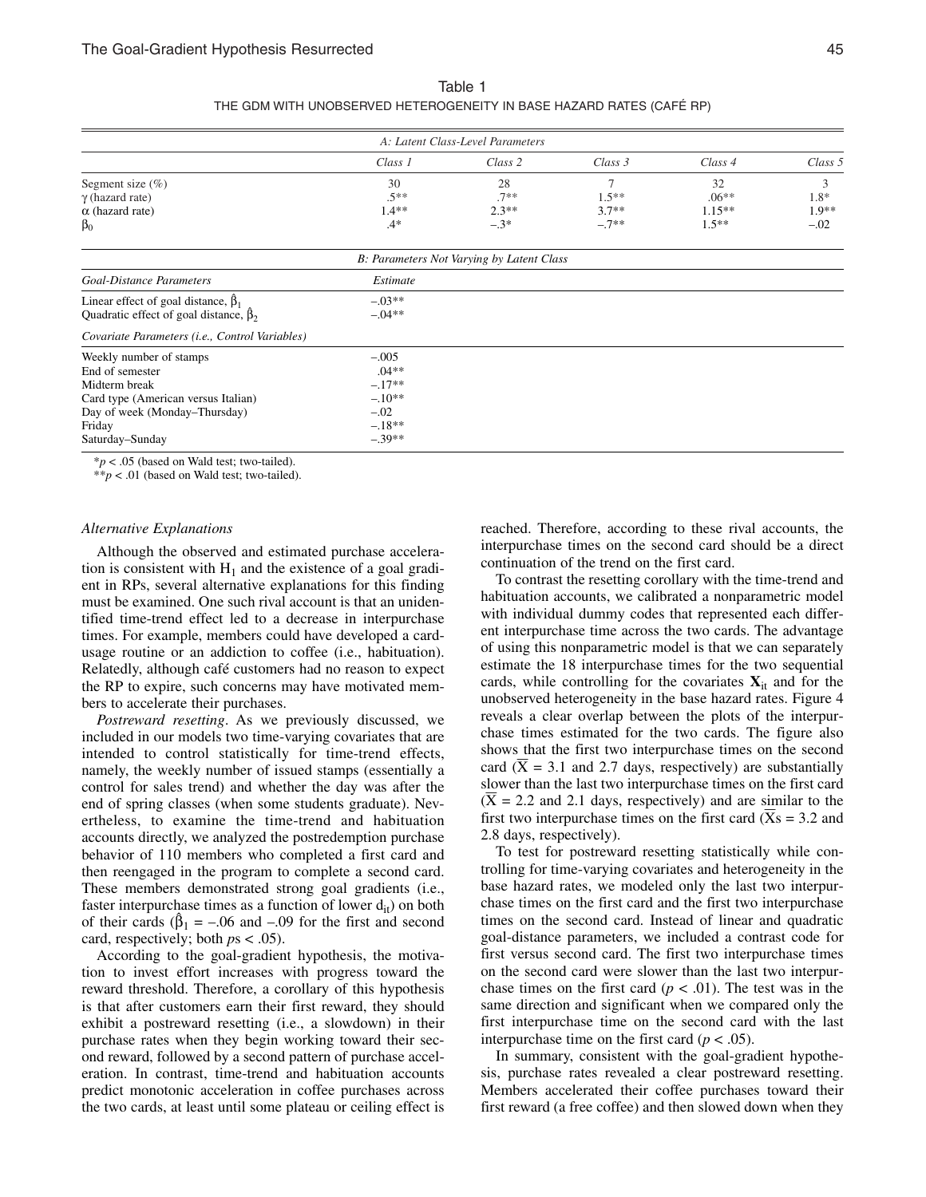Table 1

THE GDM WITH UNOBSERVED HETEROGENEITY IN BASE HAZARD RATES (CAFÉ RP)

| *A: Latent Class-Level Parameters* | | | | | |
|---|---|---|---|---|---|
| | *Class 1* | *Class 2* | *Class 3* | *Class 4* | *Class 5* |
| Segment size (%) | 30 | 28 | 7 | 32 | 3 |
| $\gamma$ (hazard rate) | .5** | .7** | 1.5** | .06** | 1.8* |
| $\alpha$ (hazard rate) | 1.4** | 2.3** | 3.7** | 1.15** | 1.9** |
| $\beta_0$ | .4* | –.3* | –.7** | 1.5** | –.02 |

| *B: Parameters Not Varying by Latent Class* | |
|---|---|
| *Goal-Distance Parameters* | *Estimate* |
| Linear effect of goal distance, $\hat{\beta}_1$ | –.03** |
| Quadratic effect of goal distance, $\hat{\beta}_2$ | –.04** |
| *Covariate Parameters (i.e., Control Variables)* | |
| Weekly number of stamps | –.005 |
| End of semester | .04** |
| Midterm break | –.17** |
| Card type (American versus Italian) | –.10** |
| Day of week (Monday–Thursday) | –.02 |
| Friday | –.18** |
| Saturday–Sunday | –.39** |

*$p < .05$ (based on Wald test; two-tailed).
**$p < .01$ (based on Wald test; two-tailed).

*Alternative Explanations*

Although the observed and estimated purchase acceleration is consistent with $H_1$ and the existence of a goal gradient in RPs, several alternative explanations for this finding must be examined. One such rival account is that an unidentified time-trend effect led to a decrease in interpurchase times. For example, members could have developed a card-usage routine or an addiction to coffee (i.e., habituation). Relatedly, although café customers had no reason to expect the RP to expire, such concerns may have motivated members to accelerate their purchases.

*Postreward resetting*. As we previously discussed, we included in our models two time-varying covariates that are intended to control statistically for time-trend effects, namely, the weekly number of issued stamps (essentially a control for sales trend) and whether the day was after the end of spring classes (when some students graduate). Nevertheless, to examine the time-trend and habituation accounts directly, we analyzed the postredemption purchase behavior of 110 members who completed a first card and then reengaged in the program to complete a second card. These members demonstrated strong goal gradients (i.e., faster interpurchase times as a function of lower $d_{it}$) on both of their cards ($\hat{\beta}_1$ = –.06 and –.09 for the first and second card, respectively; both $p$s < .05).

According to the goal-gradient hypothesis, the motivation to invest effort increases with progress toward the reward threshold. Therefore, a corollary of this hypothesis is that after customers earn their first reward, they should exhibit a postreward resetting (i.e., a slowdown) in their purchase rates when they begin working toward their second reward, followed by a second pattern of purchase acceleration. In contrast, time-trend and habituation accounts predict monotonic acceleration in coffee purchases across the two cards, at least until some plateau or ceiling effect is reached. Therefore, according to these rival accounts, the interpurchase times on the second card should be a direct continuation of the trend on the first card.

To contrast the resetting corollary with the time-trend and habituation accounts, we calibrated a nonparametric model with individual dummy codes that represented each different interpurchase time across the two cards. The advantage of using this nonparametric model is that we can separately estimate the 18 interpurchase times for the two sequential cards, while controlling for the covariates $\mathbf{X}_{it}$ and for the unobserved heterogeneity in the base hazard rates. Figure 4 reveals a clear overlap between the plots of the interpurchase times estimated for the two cards. The figure also shows that the first two interpurchase times on the second card ($\overline{X}$ = 3.1 and 2.7 days, respectively) are substantially slower than the last two interpurchase times on the first card ($\overline{X}$ = 2.2 and 2.1 days, respectively) and are similar to the first two interpurchase times on the first card ($\overline{X}$s = 3.2 and 2.8 days, respectively).

To test for postreward resetting statistically while controlling for time-varying covariates and heterogeneity in the base hazard rates, we modeled only the last two interpurchase times on the first card and the first two interpurchase times on the second card. Instead of linear and quadratic goal-distance parameters, we included a contrast code for first versus second card. The first two interpurchase times on the second card were slower than the last two interpurchase times on the first card ($p < .01$). The test was in the same direction and significant when we compared only the first interpurchase time on the second card with the last interpurchase time on the first card ($p < .05$).

In summary, consistent with the goal-gradient hypothesis, purchase rates revealed a clear postreward resetting. Members accelerated their coffee purchases toward their first reward (a free coffee) and then slowed down when they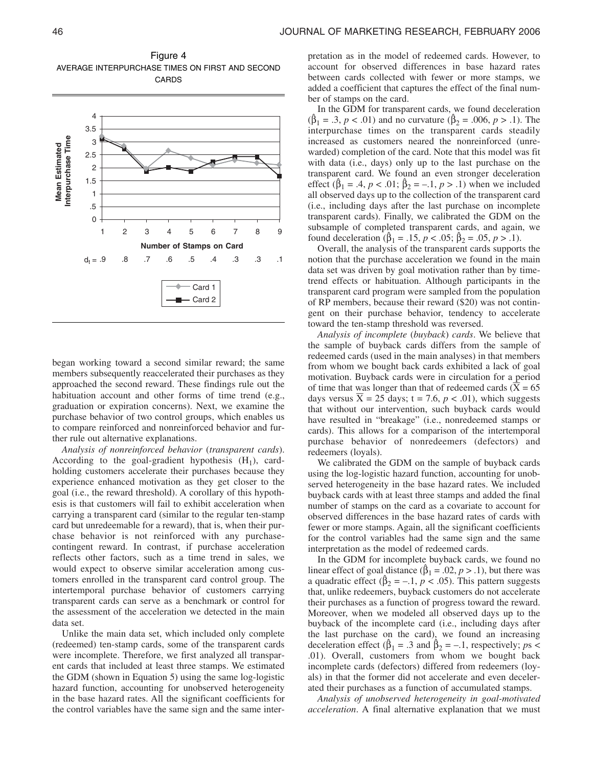Figure 4
AVERAGE INTERPURCHASE TIMES ON FIRST AND SECOND CARDS

began working toward a second similar reward; the same members subsequently reaccelerated their purchases as they approached the second reward. These findings rule out the habituation account and other forms of time trend (e.g., graduation or expiration concerns). Next, we examine the purchase behavior of two control groups, which enables us to compare reinforced and nonreinforced behavior and further rule out alternative explanations.

*Analysis of nonreinforced behavior* (*transparent cards*). According to the goal-gradient hypothesis ($H_1$), card-holding customers accelerate their purchases because they experience enhanced motivation as they get closer to the goal (i.e., the reward threshold). A corollary of this hypothesis is that customers will fail to exhibit acceleration when carrying a transparent card (similar to the regular ten-stamp card but unredeemable for a reward), that is, when their purchase behavior is not reinforced with any purchase-contingent reward. In contrast, if purchase acceleration reflects other factors, such as a time trend in sales, we would expect to observe similar acceleration among customers enrolled in the transparent card control group. The intertemporal purchase behavior of customers carrying transparent cards can serve as a benchmark or control for the assessment of the acceleration we detected in the main data set.

Unlike the main data set, which included only complete (redeemed) ten-stamp cards, some of the transparent cards were incomplete. Therefore, we first analyzed all transparent cards that included at least three stamps. We estimated the GDM (shown in Equation 5) using the same log-logistic hazard function, accounting for unobserved heterogeneity in the base hazard rates. All the significant coefficients for the control variables have the same sign and the same interpretation as in the model of redeemed cards. However, to account for observed differences in base hazard rates between cards collected with fewer or more stamps, we added a coefficient that captures the effect of the final number of stamps on the card.

In the GDM for transparent cards, we found deceleration ($\hat{\beta}_1 = .3$, $p < .01$) and no curvature ($\hat{\beta}_2 = .006$, $p > .1$). The interpurchase times on the transparent cards steadily increased as customers neared the nonreinforced (unrewarded) completion of the card. Note that this model was fit with data (i.e., days) only up to the last purchase on the transparent card. We found an even stronger deceleration effect ($\hat{\beta}_1 = .4$, $p < .01$; $\hat{\beta}_2 = -.1$, $p > .1$) when we included all observed days up to the collection of the transparent card (i.e., including days after the last purchase on incomplete transparent cards). Finally, we calibrated the GDM on the subsample of completed transparent cards, and again, we found deceleration ($\hat{\beta}_1 = .15$, $p < .05$; $\hat{\beta}_2 = .05$, $p > .1$).

Overall, the analysis of the transparent cards supports the notion that the purchase acceleration we found in the main data set was driven by goal motivation rather than by time-trend effects or habituation. Although participants in the transparent card program were sampled from the population of RP members, because their reward ($20) was not contingent on their purchase behavior, tendency to accelerate toward the ten-stamp threshold was reversed.

*Analysis of incomplete* (*buyback*) *cards*. We believe that the sample of buyback cards differs from the sample of redeemed cards (used in the main analyses) in that members from whom we bought back cards exhibited a lack of goal motivation. Buyback cards were in circulation for a period of time that was longer than that of redeemed cards ($\bar{X} = 65$ days versus $\bar{X} = 25$ days; $t = 7.6$, $p < .01$), which suggests that without our intervention, such buyback cards would have resulted in "breakage" (i.e., nonredeemed stamps or cards). This allows for a comparison of the intertemporal purchase behavior of nonredeemers (defectors) and redeemers (loyals).

We calibrated the GDM on the sample of buyback cards using the log-logistic hazard function, accounting for unobserved heterogeneity in the base hazard rates. We included buyback cards with at least three stamps and added the final number of stamps on the card as a covariate to account for observed differences in the base hazard rates of cards with fewer or more stamps. Again, all the significant coefficients for the control variables had the same sign and the same interpretation as the model of redeemed cards.

In the GDM for incomplete buyback cards, we found no linear effect of goal distance ($\hat{\beta}_1 = .02$, $p > .1$), but there was a quadratic effect ($\hat{\beta}_2 = -.1$, $p < .05$). This pattern suggests that, unlike redeemers, buyback customers do not accelerate their purchases as a function of progress toward the reward. Moreover, when we modeled all observed days up to the buyback of the incomplete card (i.e., including days after the last purchase on the card), we found an increasing deceleration effect ($\hat{\beta}_1 = .3$ and $\hat{\beta}_2 = -.1$, respectively; $p$s < .01). Overall, customers from whom we bought back incomplete cards (defectors) differed from redeemers (loyals) in that the former did not accelerate and even decelerated their purchases as a function of accumulated stamps.

*Analysis of unobserved heterogeneity in goal-motivated acceleration*. A final alternative explanation that we must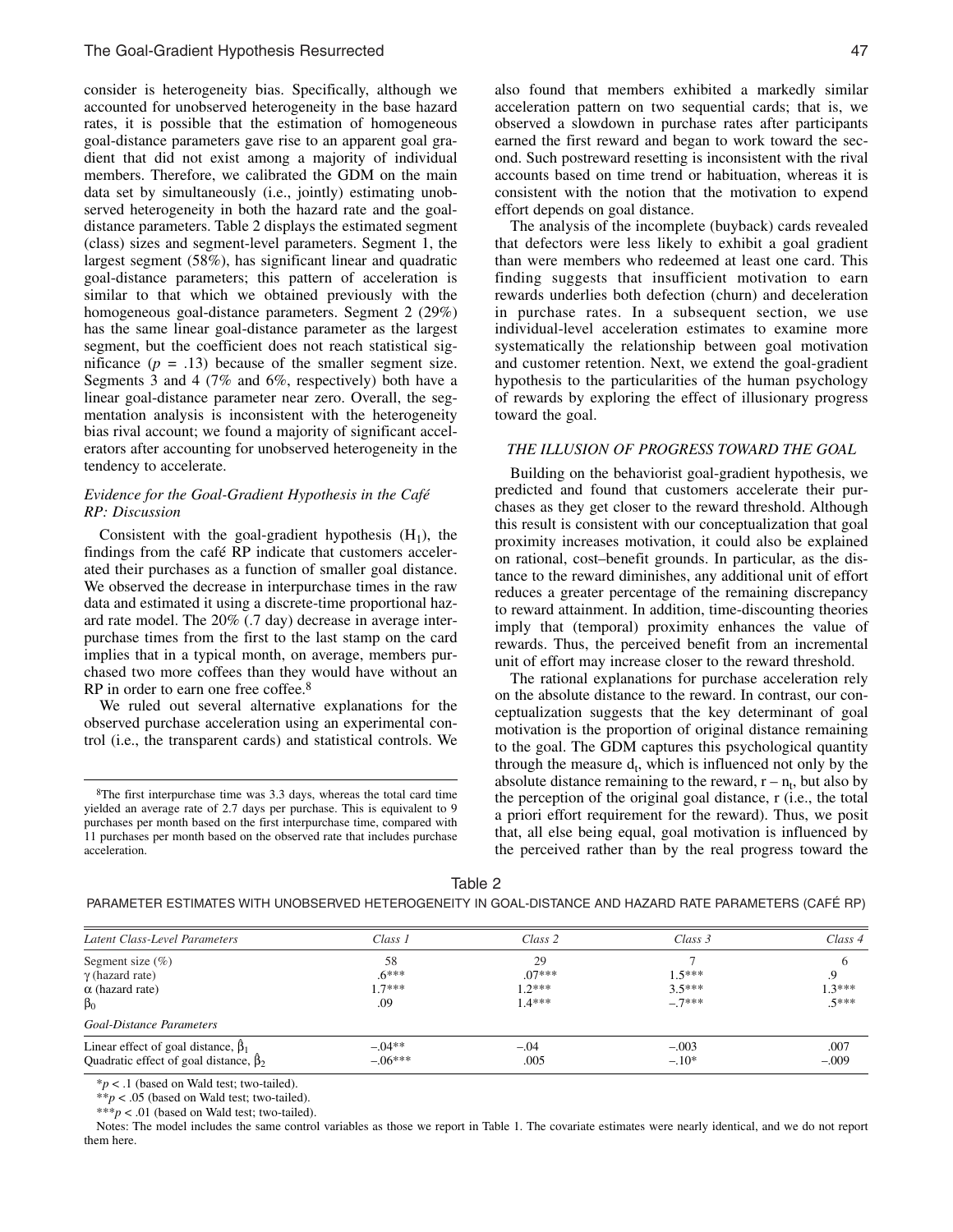consider is heterogeneity bias. Specifically, although we accounted for unobserved heterogeneity in the base hazard rates, it is possible that the estimation of homogeneous goal-distance parameters gave rise to an apparent goal gradient that did not exist among a majority of individual members. Therefore, we calibrated the GDM on the main data set by simultaneously (i.e., jointly) estimating unobserved heterogeneity in both the hazard rate and the goal-distance parameters. Table 2 displays the estimated segment (class) sizes and segment-level parameters. Segment 1, the largest segment (58%), has significant linear and quadratic goal-distance parameters; this pattern of acceleration is similar to that which we obtained previously with the homogeneous goal-distance parameters. Segment 2 (29%) has the same linear goal-distance parameter as the largest segment, but the coefficient does not reach statistical significance ($p = .13$) because of the smaller segment size. Segments 3 and 4 (7% and 6%, respectively) both have a linear goal-distance parameter near zero. Overall, the segmentation analysis is inconsistent with the heterogeneity bias rival account; we found a majority of significant accelerators after accounting for unobserved heterogeneity in the tendency to accelerate.

### *Evidence for the Goal-Gradient Hypothesis in the Café RP: Discussion*

Consistent with the goal-gradient hypothesis ($H_1$), the findings from the café RP indicate that customers accelerated their purchases as a function of smaller goal distance. We observed the decrease in interpurchase times in the raw data and estimated it using a discrete-time proportional hazard rate model. The 20% (.7 day) decrease in average interpurchase times from the first to the last stamp on the card implies that in a typical month, on average, members purchased two more coffees than they would have without an RP in order to earn one free coffee.[8]

We ruled out several alternative explanations for the observed purchase acceleration using an experimental control (i.e., the transparent cards) and statistical controls. We also found that members exhibited a markedly similar acceleration pattern on two sequential cards; that is, we observed a slowdown in purchase rates after participants earned the first reward and began to work toward the second. Such postreward resetting is inconsistent with the rival accounts based on time trend or habituation, whereas it is consistent with the notion that the motivation to expend effort depends on goal distance.

The analysis of the incomplete (buyback) cards revealed that defectors were less likely to exhibit a goal gradient than were members who redeemed at least one card. This finding suggests that insufficient motivation to earn rewards underlies both defection (churn) and deceleration in purchase rates. In a subsequent section, we use individual-level acceleration estimates to examine more systematically the relationship between goal motivation and customer retention. Next, we extend the goal-gradient hypothesis to the particularities of the human psychology of rewards by exploring the effect of illusionary progress toward the goal.

## *THE ILLUSION OF PROGRESS TOWARD THE GOAL*

Building on the behaviorist goal-gradient hypothesis, we predicted and found that customers accelerate their purchases as they get closer to the reward threshold. Although this result is consistent with our conceptualization that goal proximity increases motivation, it could also be explained on rational, cost–benefit grounds. In particular, as the distance to the reward diminishes, any additional unit of effort reduces a greater percentage of the remaining discrepancy to reward attainment. In addition, time-discounting theories imply that (temporal) proximity enhances the value of rewards. Thus, the perceived benefit from an incremental unit of effort may increase closer to the reward threshold.

The rational explanations for purchase acceleration rely on the absolute distance to the reward. In contrast, our conceptualization suggests that the key determinant of goal motivation is the proportion of original distance remaining to the goal. The GDM captures this psychological quantity through the measure $d_t$, which is influenced not only by the absolute distance remaining to the reward, $r - n_t$, but also by the perception of the original goal distance, r (i.e., the total a priori effort requirement for the reward). Thus, we posit that, all else being equal, goal motivation is influenced by the perceived rather than by the real progress toward the

[8]The first interpurchase time was 3.3 days, whereas the total card time yielded an average rate of 2.7 days per purchase. This is equivalent to 9 purchases per month based on the first interpurchase time, compared with 11 purchases per month based on the observed rate that includes purchase acceleration.

Table 2

PARAMETER ESTIMATES WITH UNOBSERVED HETEROGENEITY IN GOAL-DISTANCE AND HAZARD RATE PARAMETERS (CAFÉ RP)

| *Latent Class-Level Parameters* | *Class 1* | *Class 2* | *Class 3* | *Class 4* |
|---|---|---|---|---|
| Segment size (%) | 58 | 29 | 7 | 6 |
| $\gamma$ (hazard rate) | .6*** | .07*** | 1.5*** | .9 |
| $\alpha$ (hazard rate) | 1.7*** | 1.2*** | 3.5*** | 1.3*** |
| $\beta_0$ | .09 | 1.4*** | –.7*** | .5*** |
| *Goal-Distance Parameters* | | | | |
| Linear effect of goal distance, $\hat{\beta}_1$ | –.04** | –.04 | –.003 | .007 |
| Quadratic effect of goal distance, $\hat{\beta}_2$ | –.06*** | .005 | –.10* | –.009 |

*$p < .1$ (based on Wald test; two-tailed).

**$p < .05$ (based on Wald test; two-tailed).

***$p < .01$ (based on Wald test; two-tailed).

Notes: The model includes the same control variables as those we report in Table 1. The covariate estimates were nearly identical, and we do not report them here.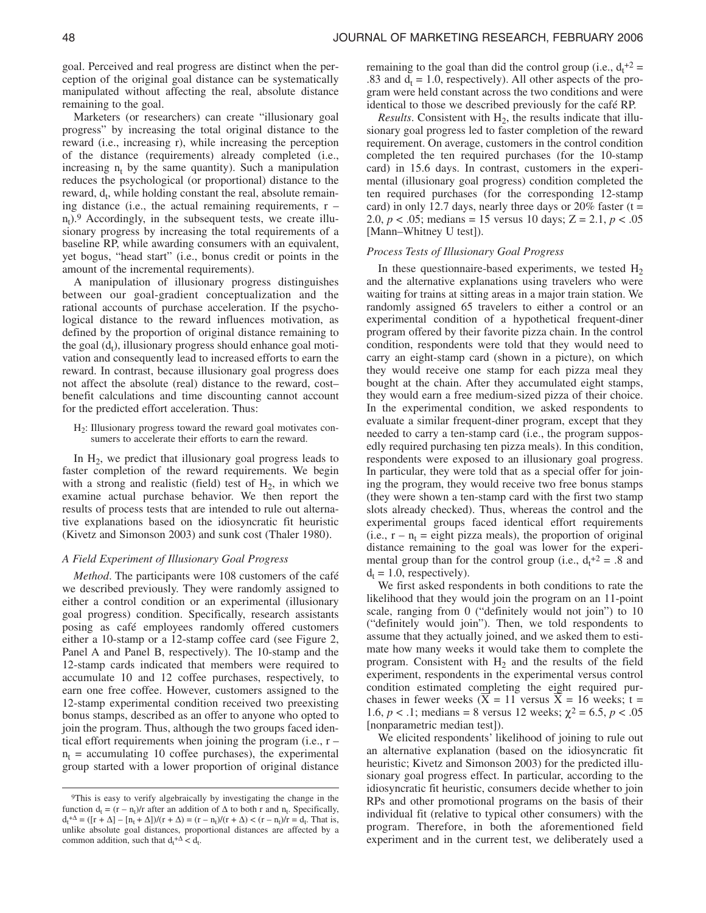goal. Perceived and real progress are distinct when the perception of the original goal distance can be systematically manipulated without affecting the real, absolute distance remaining to the goal.

Marketers (or researchers) can create "illusionary goal progress" by increasing the total original distance to the reward (i.e., increasing r), while increasing the perception of the distance (requirements) already completed (i.e., increasing $n_t$ by the same quantity). Such a manipulation reduces the psychological (or proportional) distance to the reward, $d_t$, while holding constant the real, absolute remaining distance (i.e., the actual remaining requirements, $r - n_t$).[9] Accordingly, in the subsequent tests, we create illusionary progress by increasing the total requirements of a baseline RP, while awarding consumers with an equivalent, yet bogus, "head start" (i.e., bonus credit or points in the amount of the incremental requirements).

A manipulation of illusionary progress distinguishes between our goal-gradient conceptualization and the rational accounts of purchase acceleration. If the psychological distance to the reward influences motivation, as defined by the proportion of original distance remaining to the goal ($d_t$), illusionary progress should enhance goal motivation and consequently lead to increased efforts to earn the reward. In contrast, because illusionary goal progress does not affect the absolute (real) distance to the reward, cost–benefit calculations and time discounting cannot account for the predicted effort acceleration. Thus:

> $H_2$: Illusionary progress toward the reward goal motivates consumers to accelerate their efforts to earn the reward.

In $H_2$, we predict that illusionary goal progress leads to faster completion of the reward requirements. We begin with a strong and realistic (field) test of $H_2$, in which we examine actual purchase behavior. We then report the results of process tests that are intended to rule out alternative explanations based on the idiosyncratic fit heuristic (Kivetz and Simonson 2003) and sunk cost (Thaler 1980).

### A Field Experiment of Illusionary Goal Progress

*Method.* The participants were 108 customers of the café we described previously. They were randomly assigned to either a control condition or an experimental (illusionary goal progress) condition. Specifically, research assistants posing as café employees randomly offered customers either a 10-stamp or a 12-stamp coffee card (see Figure 2, Panel A and Panel B, respectively). The 10-stamp and the 12-stamp cards indicated that members were required to accumulate 10 and 12 coffee purchases, respectively, to earn one free coffee. However, customers assigned to the 12-stamp experimental condition received two preexisting bonus stamps, described as an offer to anyone who opted to join the program. Thus, although the two groups faced identical effort requirements when joining the program (i.e., $r - n_t$ = accumulating 10 coffee purchases), the experimental group started with a lower proportion of original distance remaining to the goal than did the control group (i.e., $d_t^{+2} = .83$ and $d_t = 1.0$, respectively). All other aspects of the program were held constant across the two conditions and were identical to those we described previously for the café RP.

*Results.* Consistent with $H_2$, the results indicate that illusionary goal progress led to faster completion of the reward requirement. On average, customers in the control condition completed the ten required purchases (for the 10-stamp card) in 15.6 days. In contrast, customers in the experimental (illusionary goal progress) condition completed the ten required purchases (for the corresponding 12-stamp card) in only 12.7 days, nearly three days or 20% faster ($t = 2.0$, $p < .05$; medians = 15 versus 10 days; $Z = 2.1$, $p < .05$ [Mann–Whitney U test]).

### Process Tests of Illusionary Goal Progress

In these questionnaire-based experiments, we tested $H_2$ and the alternative explanations using travelers who were waiting for trains at sitting areas in a major train station. We randomly assigned 65 travelers to either a control or an experimental condition of a hypothetical frequent-diner program offered by their favorite pizza chain. In the control condition, respondents were told that they would need to carry an eight-stamp card (shown in a picture), on which they would receive one stamp for each pizza meal they bought at the chain. After they accumulated eight stamps, they would earn a free medium-sized pizza of their choice. In the experimental condition, we asked respondents to evaluate a similar frequent-diner program, except that they needed to carry a ten-stamp card (i.e., the program supposedly required purchasing ten pizza meals). In this condition, respondents were exposed to an illusionary goal progress. In particular, they were told that as a special offer for joining the program, they would receive two free bonus stamps (they were shown a ten-stamp card with the first two stamp slots already checked). Thus, whereas the control and the experimental groups faced identical effort requirements (i.e., $r - n_t$ = eight pizza meals), the proportion of original distance remaining to the goal was lower for the experimental group than for the control group (i.e., $d_t^{+2} = .8$ and $d_t = 1.0$, respectively).

We first asked respondents in both conditions to rate the likelihood that they would join the program on an 11-point scale, ranging from 0 ("definitely would not join") to 10 ("definitely would join"). Then, we told respondents to assume that they actually joined, and we asked them to estimate how many weeks it would take them to complete the program. Consistent with $H_2$ and the results of the field experiment, respondents in the experimental versus control condition estimated completing the eight required purchases in fewer weeks ($\bar{X} = 11$ versus $\bar{X} = 16$ weeks; $t = 1.6$, $p < .1$; medians = 8 versus 12 weeks; $\chi^2 = 6.5$, $p < .05$ [nonparametric median test]).

We elicited respondents' likelihood of joining to rule out an alternative explanation (based on the idiosyncratic fit heuristic; Kivetz and Simonson 2003) for the predicted illusionary goal progress effect. In particular, according to the idiosyncratic fit heuristic, consumers decide whether to join RPs and other promotional programs on the basis of their individual fit (relative to typical other consumers) with the program. Therefore, in both the aforementioned field experiment and in the current test, we deliberately used a

[9] This is easy to verify algebraically by investigating the change in the function $d_t = (r - n_t)/r$ after an addition of $\Delta$ to both r and $n_t$. Specifically, $d_t^{+\Delta} = ([r + \Delta] - [n_t + \Delta])/(r + \Delta) = (r - n_t)/(r + \Delta) < (r - n_t)/r = d_t$. That is, unlike absolute goal distances, proportional distances are affected by a common addition, such that $d_t^{+\Delta} < d_t$.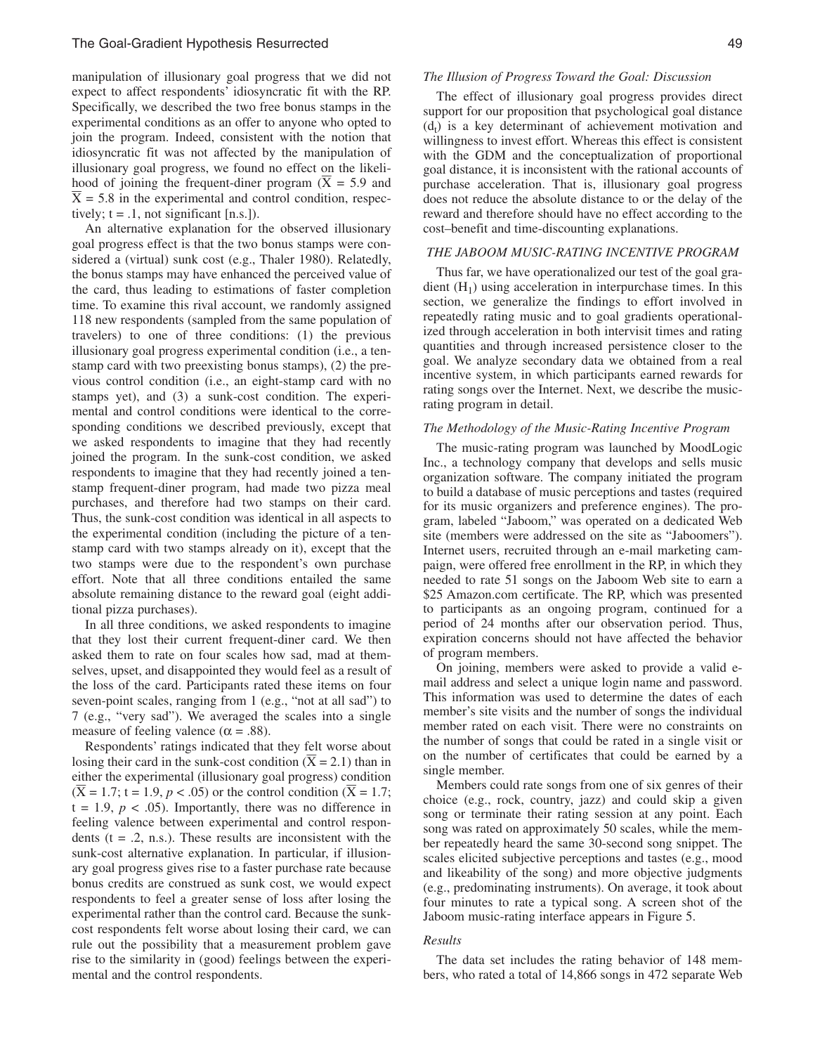manipulation of illusionary goal progress that we did not expect to affect respondents' idiosyncratic fit with the RP. Specifically, we described the two free bonus stamps in the experimental conditions as an offer to anyone who opted to join the program. Indeed, consistent with the notion that idiosyncratic fit was not affected by the manipulation of illusionary goal progress, we found no effect on the likelihood of joining the frequent-diner program ($\overline{X}$ = 5.9 and $\overline{X}$ = 5.8 in the experimental and control condition, respectively; t = .1, not significant [n.s.]).

An alternative explanation for the observed illusionary goal progress effect is that the two bonus stamps were considered a (virtual) sunk cost (e.g., Thaler 1980). Relatedly, the bonus stamps may have enhanced the perceived value of the card, thus leading to estimations of faster completion time. To examine this rival account, we randomly assigned 118 new respondents (sampled from the same population of travelers) to one of three conditions: (1) the previous illusionary goal progress experimental condition (i.e., a ten-stamp card with two preexisting bonus stamps), (2) the previous control condition (i.e., an eight-stamp card with no stamps yet), and (3) a sunk-cost condition. The experimental and control conditions were identical to the corresponding conditions we described previously, except that we asked respondents to imagine that they had recently joined the program. In the sunk-cost condition, we asked respondents to imagine that they had recently joined a ten-stamp frequent-diner program, had made two pizza meal purchases, and therefore had two stamps on their card. Thus, the sunk-cost condition was identical in all aspects to the experimental condition (including the picture of a ten-stamp card with two stamps already on it), except that the two stamps were due to the respondent's own purchase effort. Note that all three conditions entailed the same absolute remaining distance to the reward goal (eight additional pizza purchases).

In all three conditions, we asked respondents to imagine that they lost their current frequent-diner card. We then asked them to rate on four scales how sad, mad at themselves, upset, and disappointed they would feel as a result of the loss of the card. Participants rated these items on four seven-point scales, ranging from 1 (e.g., "not at all sad") to 7 (e.g., "very sad"). We averaged the scales into a single measure of feeling valence ($\alpha$ = .88).

Respondents' ratings indicated that they felt worse about losing their card in the sunk-cost condition ($\overline{X}$ = 2.1) than in either the experimental (illusionary goal progress) condition ($\overline{X}$ = 1.7; t = 1.9, $p < .05$) or the control condition ($\overline{X}$ = 1.7; t = 1.9, $p < .05$). Importantly, there was no difference in feeling valence between experimental and control respondents (t = .2, n.s.). These results are inconsistent with the sunk-cost alternative explanation. In particular, if illusionary goal progress gives rise to a faster purchase rate because bonus credits are construed as sunk cost, we would expect respondents to feel a greater sense of loss after losing the experimental rather than the control card. Because the sunk-cost respondents felt worse about losing their card, we can rule out the possibility that a measurement problem gave rise to the similarity in (good) feelings between the experimental and the control respondents.

### *The Illusion of Progress Toward the Goal: Discussion*

The effect of illusionary goal progress provides direct support for our proposition that psychological goal distance ($d_t$) is a key determinant of achievement motivation and willingness to invest effort. Whereas this effect is consistent with the GDM and the conceptualization of proportional goal distance, it is inconsistent with the rational accounts of purchase acceleration. That is, illusionary goal progress does not reduce the absolute distance to or the delay of the reward and therefore should have no effect according to the cost–benefit and time-discounting explanations.

## *THE JABOOM MUSIC-RATING INCENTIVE PROGRAM*

Thus far, we have operationalized our test of the goal gradient ($H_1$) using acceleration in interpurchase times. In this section, we generalize the findings to effort involved in repeatedly rating music and to goal gradients operationalized through acceleration in both intervisit times and rating quantities and through increased persistence closer to the goal. We analyze secondary data we obtained from a real incentive system, in which participants earned rewards for rating songs over the Internet. Next, we describe the music-rating program in detail.

### *The Methodology of the Music-Rating Incentive Program*

The music-rating program was launched by MoodLogic Inc., a technology company that develops and sells music organization software. The company initiated the program to build a database of music perceptions and tastes (required for its music organizers and preference engines). The program, labeled "Jaboom," was operated on a dedicated Web site (members were addressed on the site as "Jaboomers"). Internet users, recruited through an e-mail marketing campaign, were offered free enrollment in the RP, in which they needed to rate 51 songs on the Jaboom Web site to earn a \$25 Amazon.com certificate. The RP, which was presented to participants as an ongoing program, continued for a period of 24 months after our observation period. Thus, expiration concerns should not have affected the behavior of program members.

On joining, members were asked to provide a valid e-mail address and select a unique login name and password. This information was used to determine the dates of each member's site visits and the number of songs the individual member rated on each visit. There were no constraints on the number of songs that could be rated in a single visit or on the number of certificates that could be earned by a single member.

Members could rate songs from one of six genres of their choice (e.g., rock, country, jazz) and could skip a given song or terminate their rating session at any point. Each song was rated on approximately 50 scales, while the member repeatedly heard the same 30-second song snippet. The scales elicited subjective perceptions and tastes (e.g., mood and likeability of the song) and more objective judgments (e.g., predominating instruments). On average, it took about four minutes to rate a typical song. A screen shot of the Jaboom music-rating interface appears in Figure 5.

### *Results*

The data set includes the rating behavior of 148 members, who rated a total of 14,866 songs in 472 separate Web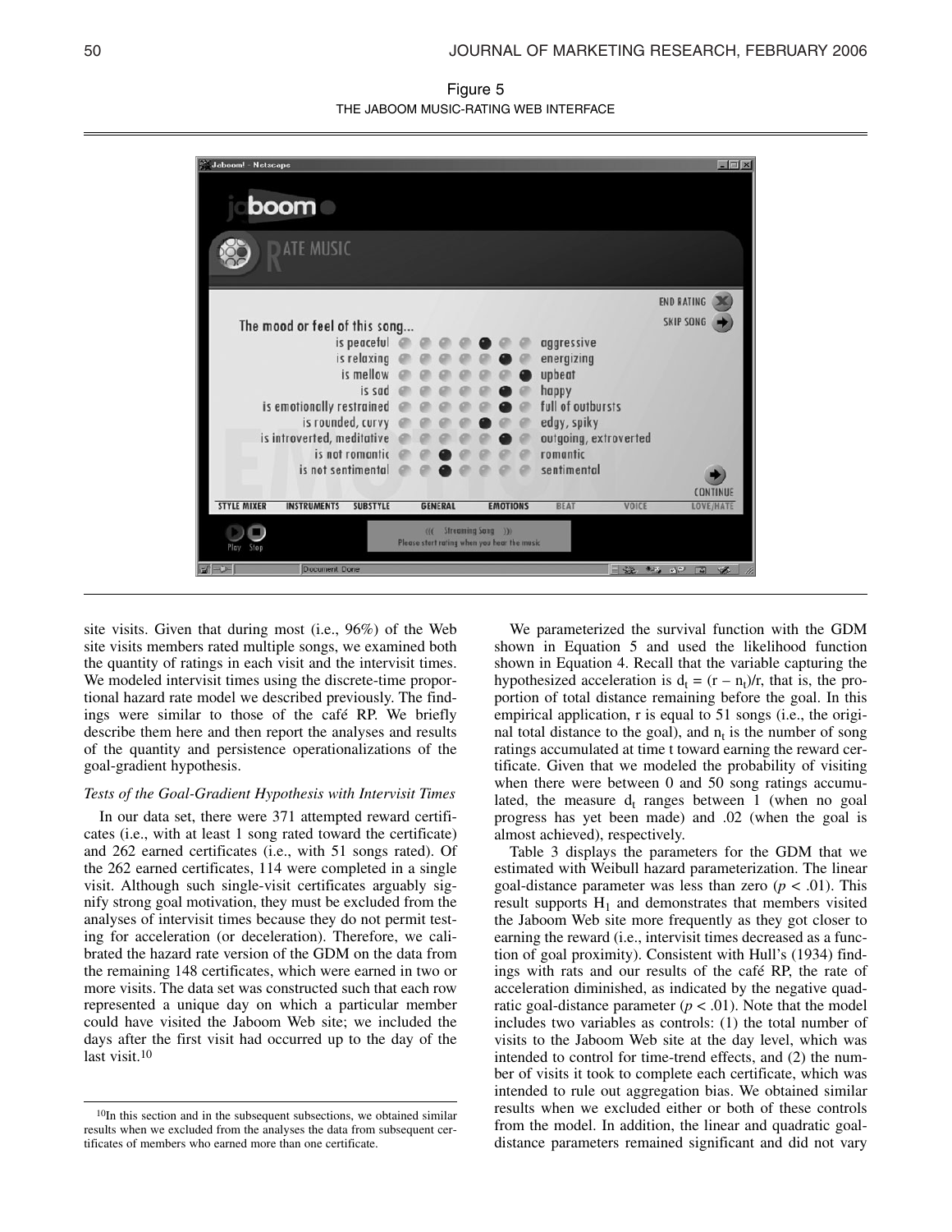Figure 5

THE JABOOM MUSIC-RATING WEB INTERFACE

site visits. Given that during most (i.e., 96%) of the Web site visits members rated multiple songs, we examined both the quantity of ratings in each visit and the intervisit times. We modeled intervisit times using the discrete-time proportional hazard rate model we described previously. The findings were similar to those of the café RP. We briefly describe them here and then report the analyses and results of the quantity and persistence operationalizations of the goal-gradient hypothesis.

### *Tests of the Goal-Gradient Hypothesis with Intervisit Times*

In our data set, there were 371 attempted reward certificates (i.e., with at least 1 song rated toward the certificate) and 262 earned certificates (i.e., with 51 songs rated). Of the 262 earned certificates, 114 were completed in a single visit. Although such single-visit certificates arguably signify strong goal motivation, they must be excluded from the analyses of intervisit times because they do not permit testing for acceleration (or deceleration). Therefore, we calibrated the hazard rate version of the GDM on the data from the remaining 148 certificates, which were earned in two or more visits. The data set was constructed such that each row represented a unique day on which a particular member could have visited the Jaboom Web site; we included the days after the first visit had occurred up to the day of the last visit.[10]

We parameterized the survival function with the GDM shown in Equation 5 and used the likelihood function shown in Equation 4. Recall that the variable capturing the hypothesized acceleration is $d_t = (r - n_t)/r$, that is, the proportion of total distance remaining before the goal. In this empirical application, r is equal to 51 songs (i.e., the original total distance to the goal), and $n_t$ is the number of song ratings accumulated at time t toward earning the reward certificate. Given that we modeled the probability of visiting when there were between 0 and 50 song ratings accumulated, the measure $d_t$ ranges between 1 (when no goal progress has yet been made) and .02 (when the goal is almost achieved), respectively.

Table 3 displays the parameters for the GDM that we estimated with Weibull hazard parameterization. The linear goal-distance parameter was less than zero ($p < .01$). This result supports $H_1$ and demonstrates that members visited the Jaboom Web site more frequently as they got closer to earning the reward (i.e., intervisit times decreased as a function of goal proximity). Consistent with Hull's (1934) findings with rats and our results of the café RP, the rate of acceleration diminished, as indicated by the negative quadratic goal-distance parameter ($p < .01$). Note that the model includes two variables as controls: (1) the total number of visits to the Jaboom Web site at the day level, which was intended to control for time-trend effects, and (2) the number of visits it took to complete each certificate, which was intended to rule out aggregation bias. We obtained similar results when we excluded either or both of these controls from the model. In addition, the linear and quadratic goal-distance parameters remained significant and did not vary

[10]In this section and in the subsequent subsections, we obtained similar results when we excluded from the analyses the data from subsequent certificates of members who earned more than one certificate.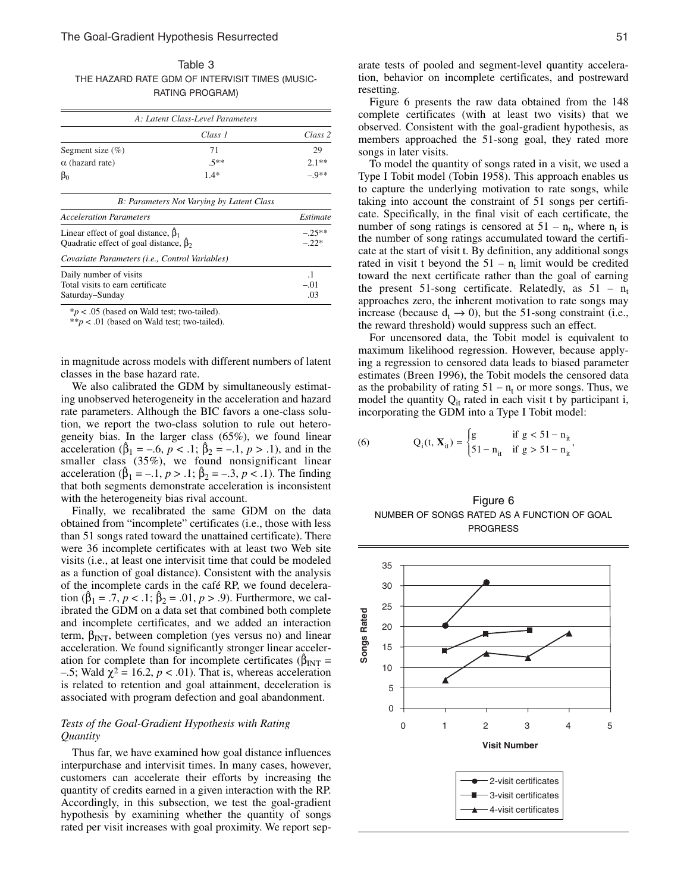Table 3
THE HAZARD RATE GDM OF INTERVISIT TIMES (MUSIC-RATING PROGRAM)

| *A: Latent Class-Level Parameters* | | |
|---|---|---|
| | *Class 1* | *Class 2* |
| Segment size (%) | 71 | 29 |
| α (hazard rate) | .5** | 2.1** |
| $\beta_0$ | 1.4* | –.9** |

| *B: Parameters Not Varying by Latent Class* | |
|---|---|
| *Acceleration Parameters* | *Estimate* |
| Linear effect of goal distance, $\hat{\beta}_1$ | –.25** |
| Quadratic effect of goal distance, $\hat{\beta}_2$ | –.22* |
| *Covariate Parameters (i.e., Control Variables)* | |
| Daily number of visits | .1 |
| Total visits to earn certificate | –.01 |
| Saturday–Sunday | .03 |

*$p < .05$ (based on Wald test; two-tailed).
**$p < .01$ (based on Wald test; two-tailed).

in magnitude across models with different numbers of latent classes in the base hazard rate.

We also calibrated the GDM by simultaneously estimating unobserved heterogeneity in the acceleration and hazard rate parameters. Although the BIC favors a one-class solution, we report the two-class solution to rule out heterogeneity bias. In the larger class (65%), we found linear acceleration ($\hat{\beta}_1 = -.6$, $p < .1$; $\hat{\beta}_2 = -.1$, $p > .1$), and in the smaller class (35%), we found nonsignificant linear acceleration ($\hat{\beta}_1 = -.1$, $p > .1$; $\hat{\beta}_2 = -.3$, $p < .1$). The finding that both segments demonstrate acceleration is inconsistent with the heterogeneity bias rival account.

Finally, we recalibrated the same GDM on the data obtained from "incomplete" certificates (i.e., those with less than 51 songs rated toward the unattained certificate). There were 36 incomplete certificates with at least two Web site visits (i.e., at least one intervisit time that could be modeled as a function of goal distance). Consistent with the analysis of the incomplete cards in the café RP, we found deceleration ($\hat{\beta}_1 = .7$, $p < .1$; $\hat{\beta}_2 = .01$, $p > .9$). Furthermore, we calibrated the GDM on a data set that combined both complete and incomplete certificates, and we added an interaction term, $\beta_{INT}$, between completion (yes versus no) and linear acceleration. We found significantly stronger linear acceleration for complete than for incomplete certificates ($\hat{\beta}_{INT} = -.5$; Wald $\chi^2 = 16.2$, $p < .01$). That is, whereas acceleration is related to retention and goal attainment, deceleration is associated with program defection and goal abandonment.

### *Tests of the Goal-Gradient Hypothesis with Rating Quantity*

Thus far, we have examined how goal distance influences interpurchase and intervisit times. In many cases, however, customers can accelerate their efforts by increasing the quantity of credits earned in a given interaction with the RP. Accordingly, in this subsection, we test the goal-gradient hypothesis by examining whether the quantity of songs rated per visit increases with goal proximity. We report separate tests of pooled and segment-level quantity acceleration, behavior on incomplete certificates, and postreward resetting.

Figure 6 presents the raw data obtained from the 148 complete certificates (with at least two visits) that we observed. Consistent with the goal-gradient hypothesis, as members approached the 51-song goal, they rated more songs in later visits.

To model the quantity of songs rated in a visit, we used a Type I Tobit model (Tobin 1958). This approach enables us to capture the underlying motivation to rate songs, while taking into account the constraint of 51 songs per certificate. Specifically, in the final visit of each certificate, the number of song ratings is censored at $51 - n_t$, where $n_t$ is the number of song ratings accumulated toward the certificate at the start of visit t. By definition, any additional songs rated in visit t beyond the $51 - n_t$ limit would be credited toward the next certificate rather than the goal of earning the present 51-song certificate. Relatedly, as $51 - n_t$ approaches zero, the inherent motivation to rate songs may increase (because $d_t \to 0$), but the 51-song constraint (i.e., the reward threshold) would suppress such an effect.

For uncensored data, the Tobit model is equivalent to maximum likelihood regression. However, because applying a regression to censored data leads to biased parameter estimates (Breen 1996), the Tobit models the censored data as the probability of rating $51 - n_t$ or more songs. Thus, we model the quantity $Q_{it}$ rated in each visit t by participant i, incorporating the GDM into a Type I Tobit model:

$$
(6) \qquad Q_i(t, \mathbf{X}_{it}) = \begin{cases} g & \text{if } g < 51 - n_{it} \\ 51 - n_{it} & \text{if } g > 51 - n_{it} \end{cases},
$$

Figure 6
NUMBER OF SONGS RATED AS A FUNCTION OF GOAL PROGRESS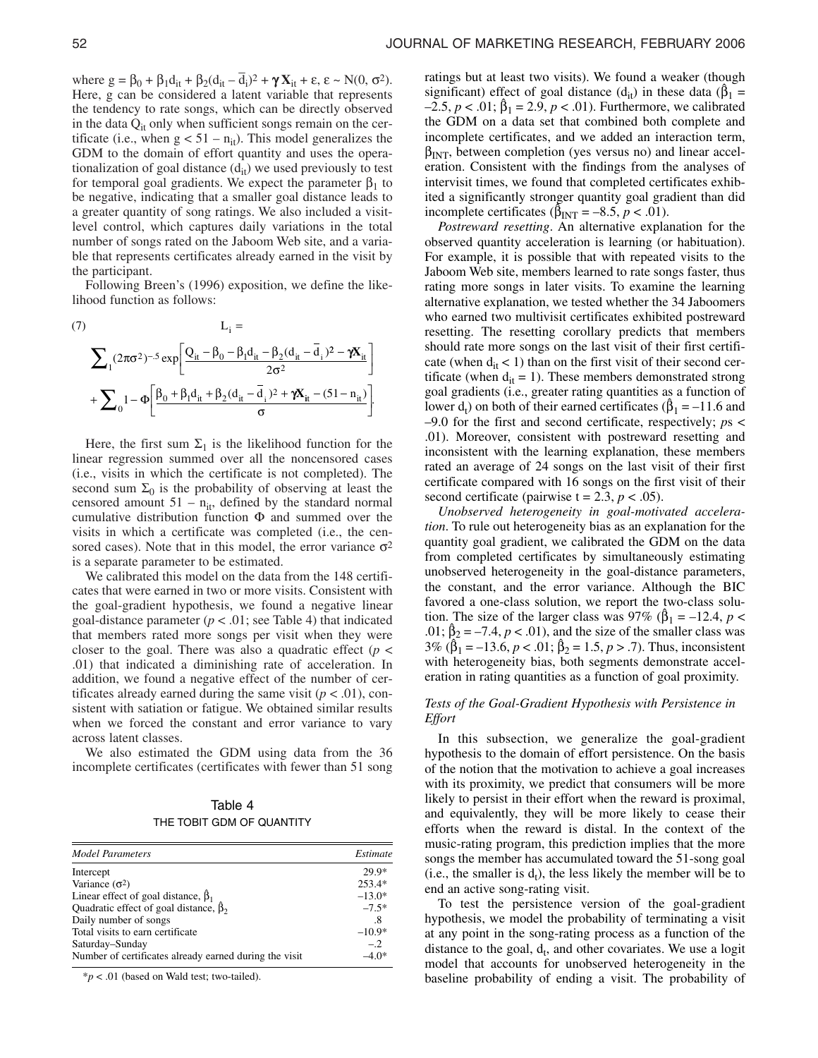where $g = \beta_0 + \beta_1 d_{it} + \beta_2(d_{it} - \bar{d}_i)^2 + \gamma \mathbf{X}_{it} + \varepsilon$, $\varepsilon \sim N(0, \sigma^2)$. Here, g can be considered a latent variable that represents the tendency to rate songs, which can be directly observed in the data $Q_{it}$ only when sufficient songs remain on the certificate (i.e., when $g < 51 - n_{it}$). This model generalizes the GDM to the domain of effort quantity and uses the operationalization of goal distance ($d_{it}$) we used previously to test for temporal goal gradients. We expect the parameter $\beta_1$ to be negative, indicating that a smaller goal distance leads to a greater quantity of song ratings. We also included a visit-level control, which captures daily variations in the total number of songs rated on the Jaboom Web site, and a variable that represents certificates already earned in the visit by the participant.

Following Breen's (1996) exposition, we define the likelihood function as follows:

$$L_i = \sum\nolimits_1 (2\pi\sigma^2)^{-.5} \exp\left[\frac{Q_{it} - \beta_0 - \beta_1 d_{it} - \beta_2(d_{it} - \bar{d}_i)^2 - \gamma \mathbf{X}_{it}}{2\sigma^2}\right] + \sum\nolimits_0 1 - \Phi\left[\frac{\beta_0 + \beta_1 d_{it} + \beta_2(d_{it} - \bar{d}_i)^2 + \gamma \mathbf{X}_{it} - (51 - n_{it})}{\sigma}\right]. \quad (7)$$

Here, the first sum $\Sigma_1$ is the likelihood function for the linear regression summed over all the noncensored cases (i.e., visits in which the certificate is not completed). The second sum $\Sigma_0$ is the probability of observing at least the censored amount $51 - n_{it}$, defined by the standard normal cumulative distribution function $\Phi$ and summed over the visits in which a certificate was completed (i.e., the censored cases). Note that in this model, the error variance $\sigma^2$ is a separate parameter to be estimated.

We calibrated this model on the data from the 148 certificates that were earned in two or more visits. Consistent with the goal-gradient hypothesis, we found a negative linear goal-distance parameter ($p < .01$; see Table 4) that indicated that members rated more songs per visit when they were closer to the goal. There was also a quadratic effect ($p < .01$) that indicated a diminishing rate of acceleration. In addition, we found a negative effect of the number of certificates already earned during the same visit ($p < .01$), consistent with satiation or fatigue. We obtained similar results when we forced the constant and error variance to vary across latent classes.

We also estimated the GDM using data from the 36 incomplete certificates (certificates with fewer than 51 song ratings but at least two visits). We found a weaker (though significant) effect of goal distance ($d_{it}$) in these data ($\hat{\beta}_1 = -2.5$, $p < .01$; $\hat{\beta}_1 = 2.9$, $p < .01$). Furthermore, we calibrated the GDM on a data set that combined both complete and incomplete certificates, and we added an interaction term, $\beta_{INT}$, between completion (yes versus no) and linear acceleration. Consistent with the findings from the analyses of intervisit times, we found that completed certificates exhibited a significantly stronger quantity goal gradient than did incomplete certificates ($\hat{\beta}_{INT} = -8.5$, $p < .01$).

Table 4

THE TOBIT GDM OF QUANTITY

| *Model Parameters* | *Estimate* |
|---|---|
| Intercept | 29.9* |
| Variance ($\sigma^2$) | 253.4* |
| Linear effect of goal distance, $\hat{\beta}_1$ | –13.0* |
| Quadratic effect of goal distance, $\hat{\beta}_2$ | –7.5* |
| Daily number of songs | .8 |
| Total visits to earn certificate | –10.9* |
| Saturday–Sunday | –.2 |
| Number of certificates already earned during the visit | –4.0* |

*$p < .01$ (based on Wald test; two-tailed).

*Postreward resetting*. An alternative explanation for the observed quantity acceleration is learning (or habituation). For example, it is possible that with repeated visits to the Jaboom Web site, members learned to rate songs faster, thus rating more songs in later visits. To examine the learning alternative explanation, we tested whether the 34 Jaboomers who earned two multivisit certificates exhibited postreward resetting. The resetting corollary predicts that members should rate more songs on the last visit of their first certificate (when $d_{it} < 1$) than on the first visit of their second certificate (when $d_{it} = 1$). These members demonstrated strong goal gradients (i.e., greater rating quantities as a function of lower $d_t$) on both of their earned certificates ($\hat{\beta}_1 = -11.6$ and $-9.0$ for the first and second certificate, respectively; $p$s $< .01$). Moreover, consistent with postreward resetting and inconsistent with the learning explanation, these members rated an average of 24 songs on the last visit of their first certificate compared with 16 songs on the first visit of their second certificate (pairwise $t = 2.3$, $p < .05$).

*Unobserved heterogeneity in goal-motivated acceleration*. To rule out heterogeneity bias as an explanation for the quantity goal gradient, we calibrated the GDM on the data from completed certificates by simultaneously estimating unobserved heterogeneity in the goal-distance parameters, the constant, and the error variance. Although the BIC favored a one-class solution, we report the two-class solution. The size of the larger class was 97% ($\hat{\beta}_1 = -12.4$, $p < .01$; $\hat{\beta}_2 = -7.4$, $p < .01$), and the size of the smaller class was 3% ($\hat{\beta}_1 = -13.6$, $p < .01$; $\hat{\beta}_2 = 1.5$, $p > .7$). Thus, inconsistent with heterogeneity bias, both segments demonstrate acceleration in rating quantities as a function of goal proximity.

### *Tests of the Goal-Gradient Hypothesis with Persistence in Effort*

In this subsection, we generalize the goal-gradient hypothesis to the domain of effort persistence. On the basis of the notion that the motivation to achieve a goal increases with its proximity, we predict that consumers will be more likely to persist in their effort when the reward is proximal, and equivalently, they will be more likely to cease their efforts when the reward is distal. In the context of the music-rating program, this prediction implies that the more songs the member has accumulated toward the 51-song goal (i.e., the smaller is $d_t$), the less likely the member will be to end an active song-rating visit.

To test the persistence version of the goal-gradient hypothesis, we model the probability of terminating a visit at any point in the song-rating process as a function of the distance to the goal, $d_t$, and other covariates. We use a logit model that accounts for unobserved heterogeneity in the baseline probability of ending a visit. The probability of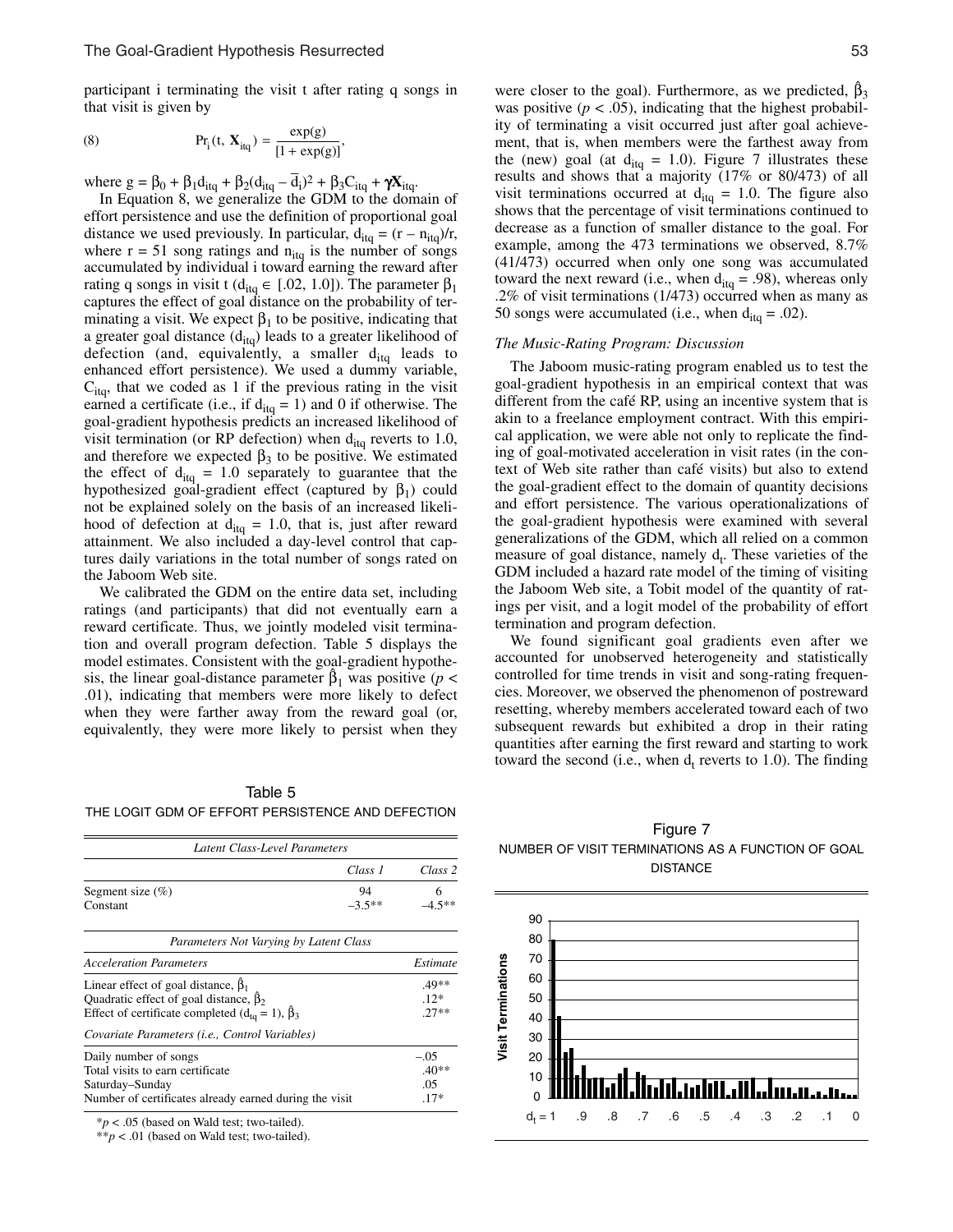participant i terminating the visit t after rating q songs in that visit is given by

$$\text{(8)} \qquad \Pr_i(t, \mathbf{X}_{itq}) = \frac{\exp(g)}{[1 + \exp(g)]},$$

where $g = \beta_0 + \beta_1 d_{itq} + \beta_2(d_{itq} - \bar{d}_i)^2 + \beta_3 C_{itq} + \boldsymbol{\gamma}\mathbf{X}_{itq}$.

In Equation 8, we generalize the GDM to the domain of effort persistence and use the definition of proportional goal distance we used previously. In particular, $d_{itq} = (r - n_{itq})/r$, where r = 51 song ratings and $n_{itq}$ is the number of songs accumulated by individual i toward earning the reward after rating q songs in visit t ($d_{itq} \in [.02, 1.0]$). The parameter $\beta_1$ captures the effect of goal distance on the probability of terminating a visit. We expect $\beta_1$ to be positive, indicating that a greater goal distance ($d_{itq}$) leads to a greater likelihood of defection (and, equivalently, a smaller $d_{itq}$ leads to enhanced effort persistence). We used a dummy variable, $C_{itq}$, that we coded as 1 if the previous rating in the visit earned a certificate (i.e., if $d_{itq} = 1$) and 0 if otherwise. The goal-gradient hypothesis predicts an increased likelihood of visit termination (or RP defection) when $d_{itq}$ reverts to 1.0, and therefore we expected $\beta_3$ to be positive. We estimated the effect of $d_{itq} = 1.0$ separately to guarantee that the hypothesized goal-gradient effect (captured by $\beta_1$) could not be explained solely on the basis of an increased likelihood of defection at $d_{itq} = 1.0$, that is, just after reward attainment. We also included a day-level control that captures daily variations in the total number of songs rated on the Jaboom Web site.

We calibrated the GDM on the entire data set, including ratings (and participants) that did not eventually earn a reward certificate. Thus, we jointly modeled visit termination and overall program defection. Table 5 displays the model estimates. Consistent with the goal-gradient hypothesis, the linear goal-distance parameter $\hat{\beta}_1$ was positive ($p < .01$), indicating that members were more likely to defect when they were farther away from the reward goal (or, equivalently, they were more likely to persist when they were closer to the goal). Furthermore, as we predicted, $\hat{\beta}_3$ was positive ($p < .05$), indicating that the highest probability of terminating a visit occurred just after goal achievement, that is, when members were the farthest away from the (new) goal (at $d_{itq} = 1.0$). Figure 7 illustrates these results and shows that a majority (17% or 80/473) of all visit terminations occurred at $d_{itq} = 1.0$. The figure also shows that the percentage of visit terminations continued to decrease as a function of smaller distance to the goal. For example, among the 473 terminations we observed, 8.7% (41/473) occurred when only one song was accumulated toward the next reward (i.e., when $d_{itq} = .98$), whereas only .2% of visit terminations (1/473) occurred when as many as 50 songs were accumulated (i.e., when $d_{itq} = .02$).

Table 5

THE LOGIT GDM OF EFFORT PERSISTENCE AND DEFECTION

| *Latent Class-Level Parameters* | | |
|---|---|---|
| | *Class 1* | *Class 2* |
| Segment size (%) | 94 | 6 |
| Constant | –3.5** | –4.5** |
| *Parameters Not Varying by Latent Class* | | |
| *Acceleration Parameters* | | *Estimate* |
| Linear effect of goal distance, $\hat{\beta}_1$ | | .49** |
| Quadratic effect of goal distance, $\hat{\beta}_2$ | | .12* |
| Effect of certificate completed ($d_{tq} = 1$), $\hat{\beta}_3$ | | .27** |
| *Covariate Parameters (i.e., Control Variables)* | | |
| Daily number of songs | | –.05 |
| Total visits to earn certificate | | .40** |
| Saturday–Sunday | | .05 |
| Number of certificates already earned during the visit | | .17* |

*$p < .05$ (based on Wald test; two-tailed).
**$p < .01$ (based on Wald test; two-tailed).

Figure 7

NUMBER OF VISIT TERMINATIONS AS A FUNCTION OF GOAL DISTANCE

### *The Music-Rating Program: Discussion*

The Jaboom music-rating program enabled us to test the goal-gradient hypothesis in an empirical context that was different from the café RP, using an incentive system that is akin to a freelance employment contract. With this empirical application, we were able not only to replicate the finding of goal-motivated acceleration in visit rates (in the context of Web site rather than café visits) but also to extend the goal-gradient effect to the domain of quantity decisions and effort persistence. The various operationalizations of the goal-gradient hypothesis were examined with several generalizations of the GDM, which all relied on a common measure of goal distance, namely $d_t$. These varieties of the GDM included a hazard rate model of the timing of visiting the Jaboom Web site, a Tobit model of the quantity of ratings per visit, and a logit model of the probability of effort termination and program defection.

We found significant goal gradients even after we accounted for unobserved heterogeneity and statistically controlled for time trends in visit and song-rating frequencies. Moreover, we observed the phenomenon of postreward resetting, whereby members accelerated toward each of two subsequent rewards but exhibited a drop in their rating quantities after earning the first reward and starting to work toward the second (i.e., when $d_t$ reverts to 1.0). The finding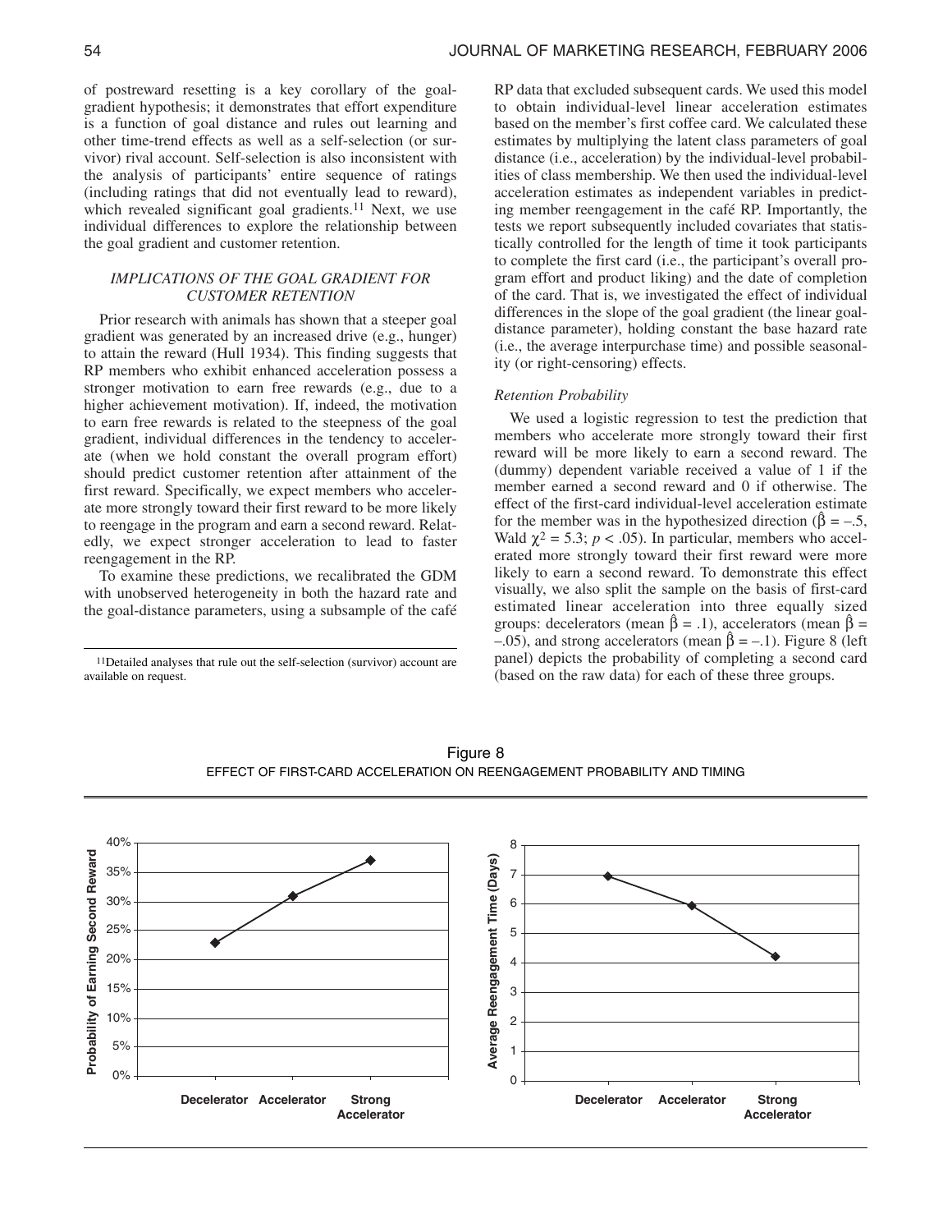of postreward resetting is a key corollary of the goal-gradient hypothesis; it demonstrates that effort expenditure is a function of goal distance and rules out learning and other time-trend effects as well as a self-selection (or survivor) rival account. Self-selection is also inconsistent with the analysis of participants' entire sequence of ratings (including ratings that did not eventually lead to reward), which revealed significant goal gradients.[11] Next, we use individual differences to explore the relationship between the goal gradient and customer retention.

### *IMPLICATIONS OF THE GOAL GRADIENT FOR CUSTOMER RETENTION*

Prior research with animals has shown that a steeper goal gradient was generated by an increased drive (e.g., hunger) to attain the reward (Hull 1934). This finding suggests that RP members who exhibit enhanced acceleration possess a stronger motivation to earn free rewards (e.g., due to a higher achievement motivation). If, indeed, the motivation to earn free rewards is related to the steepness of the goal gradient, individual differences in the tendency to accelerate (when we hold constant the overall program effort) should predict customer retention after attainment of the first reward. Specifically, we expect members who accelerate more strongly toward their first reward to be more likely to reengage in the program and earn a second reward. Relatedly, we expect stronger acceleration to lead to faster reengagement in the RP.

To examine these predictions, we recalibrated the GDM with unobserved heterogeneity in both the hazard rate and the goal-distance parameters, using a subsample of the café RP data that excluded subsequent cards. We used this model to obtain individual-level linear acceleration estimates based on the member's first coffee card. We calculated these estimates by multiplying the latent class parameters of goal distance (i.e., acceleration) by the individual-level probabilities of class membership. We then used the individual-level acceleration estimates as independent variables in predicting member reengagement in the café RP. Importantly, the tests we report subsequently included covariates that statistically controlled for the length of time it took participants to complete the first card (i.e., the participant's overall program effort and product liking) and the date of completion of the card. That is, we investigated the effect of individual differences in the slope of the goal gradient (the linear goal-distance parameter), holding constant the base hazard rate (i.e., the average interpurchase time) and possible seasonality (or right-censoring) effects.

#### *Retention Probability*

We used a logistic regression to test the prediction that members who accelerate more strongly toward their first reward will be more likely to earn a second reward. The (dummy) dependent variable received a value of 1 if the member earned a second reward and 0 if otherwise. The effect of the first-card individual-level acceleration estimate for the member was in the hypothesized direction ($\hat{\beta} = -.5$, Wald $\chi^2 = 5.3$; $p < .05$). In particular, members who accelerated more strongly toward their first reward were more likely to earn a second reward. To demonstrate this effect visually, we also split the sample on the basis of first-card estimated linear acceleration into three equally sized groups: decelerators (mean $\hat{\beta} = .1$), accelerators (mean $\hat{\beta} = -.05$), and strong accelerators (mean $\hat{\beta} = -.1$). Figure 8 (left panel) depicts the probability of completing a second card (based on the raw data) for each of these three groups.

[11]Detailed analyses that rule out the self-selection (survivor) account are available on request.

Figure 8
EFFECT OF FIRST-CARD ACCELERATION ON REENGAGEMENT PROBABILITY AND TIMING

| Group | Probability of Earning Second Reward | Average Reengagement Time (Days) |
|---|---|---|
| Decelerator | ~23% | ~7 |
| Accelerator | ~31% | ~6 |
| Strong Accelerator | ~37% | ~4.2 |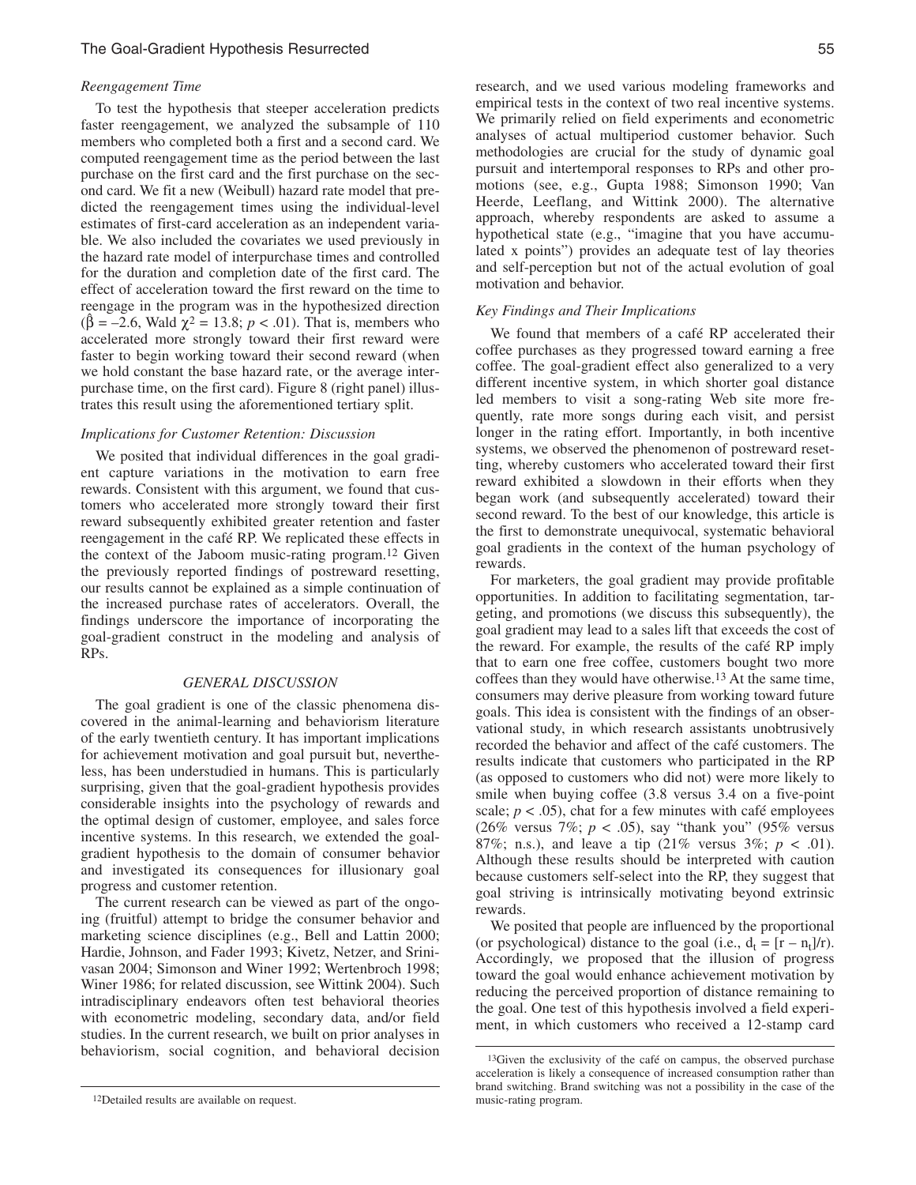### *Reengagement Time*

To test the hypothesis that steeper acceleration predicts faster reengagement, we analyzed the subsample of 110 members who completed both a first and a second card. We computed reengagement time as the period between the last purchase on the first card and the first purchase on the second card. We fit a new (Weibull) hazard rate model that predicted the reengagement times using the individual-level estimates of first-card acceleration as an independent variable. We also included the covariates we used previously in the hazard rate model of interpurchase times and controlled for the duration and completion date of the first card. The effect of acceleration toward the first reward on the time to reengage in the program was in the hypothesized direction ($\hat{\beta} = -2.6$, Wald $\chi^2 = 13.8$; $p < .01$). That is, members who accelerated more strongly toward their first reward were faster to begin working toward their second reward (when we hold constant the base hazard rate, or the average interpurchase time, on the first card). Figure 8 (right panel) illustrates this result using the aforementioned tertiary split.

### *Implications for Customer Retention: Discussion*

We posited that individual differences in the goal gradient capture variations in the motivation to earn free rewards. Consistent with this argument, we found that customers who accelerated more strongly toward their first reward subsequently exhibited greater retention and faster reengagement in the café RP. We replicated these effects in the context of the Jaboom music-rating program.[12] Given the previously reported findings of postreward resetting, our results cannot be explained as a simple continuation of the increased purchase rates of accelerators. Overall, the findings underscore the importance of incorporating the goal-gradient construct in the modeling and analysis of RPs.

## *GENERAL DISCUSSION*

The goal gradient is one of the classic phenomena discovered in the animal-learning and behaviorism literature of the early twentieth century. It has important implications for achievement motivation and goal pursuit but, nevertheless, has been understudied in humans. This is particularly surprising, given that the goal-gradient hypothesis provides considerable insights into the psychology of rewards and the optimal design of customer, employee, and sales force incentive systems. In this research, we extended the goal-gradient hypothesis to the domain of consumer behavior and investigated its consequences for illusionary goal progress and customer retention.

The current research can be viewed as part of the ongoing (fruitful) attempt to bridge the consumer behavior and marketing science disciplines (e.g., Bell and Lattin 2000; Hardie, Johnson, and Fader 1993; Kivetz, Netzer, and Srinivasan 2004; Simonson and Winer 1992; Wertenbroch 1998; Winer 1986; for related discussion, see Wittink 2004). Such intradisciplinary endeavors often test behavioral theories with econometric modeling, secondary data, and/or field studies. In the current research, we built on prior analyses in behaviorism, social cognition, and behavioral decision research, and we used various modeling frameworks and empirical tests in the context of two real incentive systems. We primarily relied on field experiments and econometric analyses of actual multiperiod customer behavior. Such methodologies are crucial for the study of dynamic goal pursuit and intertemporal responses to RPs and other promotions (see, e.g., Gupta 1988; Simonson 1990; Van Heerde, Leeflang, and Wittink 2000). The alternative approach, whereby respondents are asked to assume a hypothetical state (e.g., "imagine that you have accumulated x points") provides an adequate test of lay theories and self-perception but not of the actual evolution of goal motivation and behavior.

### *Key Findings and Their Implications*

We found that members of a café RP accelerated their coffee purchases as they progressed toward earning a free coffee. The goal-gradient effect also generalized to a very different incentive system, in which shorter goal distance led members to visit a song-rating Web site more frequently, rate more songs during each visit, and persist longer in the rating effort. Importantly, in both incentive systems, we observed the phenomenon of postreward resetting, whereby customers who accelerated toward their first reward exhibited a slowdown in their efforts when they began work (and subsequently accelerated) toward their second reward. To the best of our knowledge, this article is the first to demonstrate unequivocal, systematic behavioral goal gradients in the context of the human psychology of rewards.

For marketers, the goal gradient may provide profitable opportunities. In addition to facilitating segmentation, targeting, and promotions (we discuss this subsequently), the goal gradient may lead to a sales lift that exceeds the cost of the reward. For example, the results of the café RP imply that to earn one free coffee, customers bought two more coffees than they would have otherwise.[13] At the same time, consumers may derive pleasure from working toward future goals. This idea is consistent with the findings of an observational study, in which research assistants unobtrusively recorded the behavior and affect of the café customers. The results indicate that customers who participated in the RP (as opposed to customers who did not) were more likely to smile when buying coffee (3.8 versus 3.4 on a five-point scale; $p < .05$), chat for a few minutes with café employees (26% versus 7%; $p < .05$), say "thank you" (95% versus 87%; n.s.), and leave a tip (21% versus 3%; $p < .01$). Although these results should be interpreted with caution because customers self-select into the RP, they suggest that goal striving is intrinsically motivating beyond extrinsic rewards.

We posited that people are influenced by the proportional (or psychological) distance to the goal (i.e., $d_t = [r - n_t]/r$). Accordingly, we proposed that the illusion of progress toward the goal would enhance achievement motivation by reducing the perceived proportion of distance remaining to the goal. One test of this hypothesis involved a field experiment, in which customers who received a 12-stamp card

[12]Detailed results are available on request.

[13]Given the exclusivity of the café on campus, the observed purchase acceleration is likely a consequence of increased consumption rather than brand switching. Brand switching was not a possibility in the case of the music-rating program.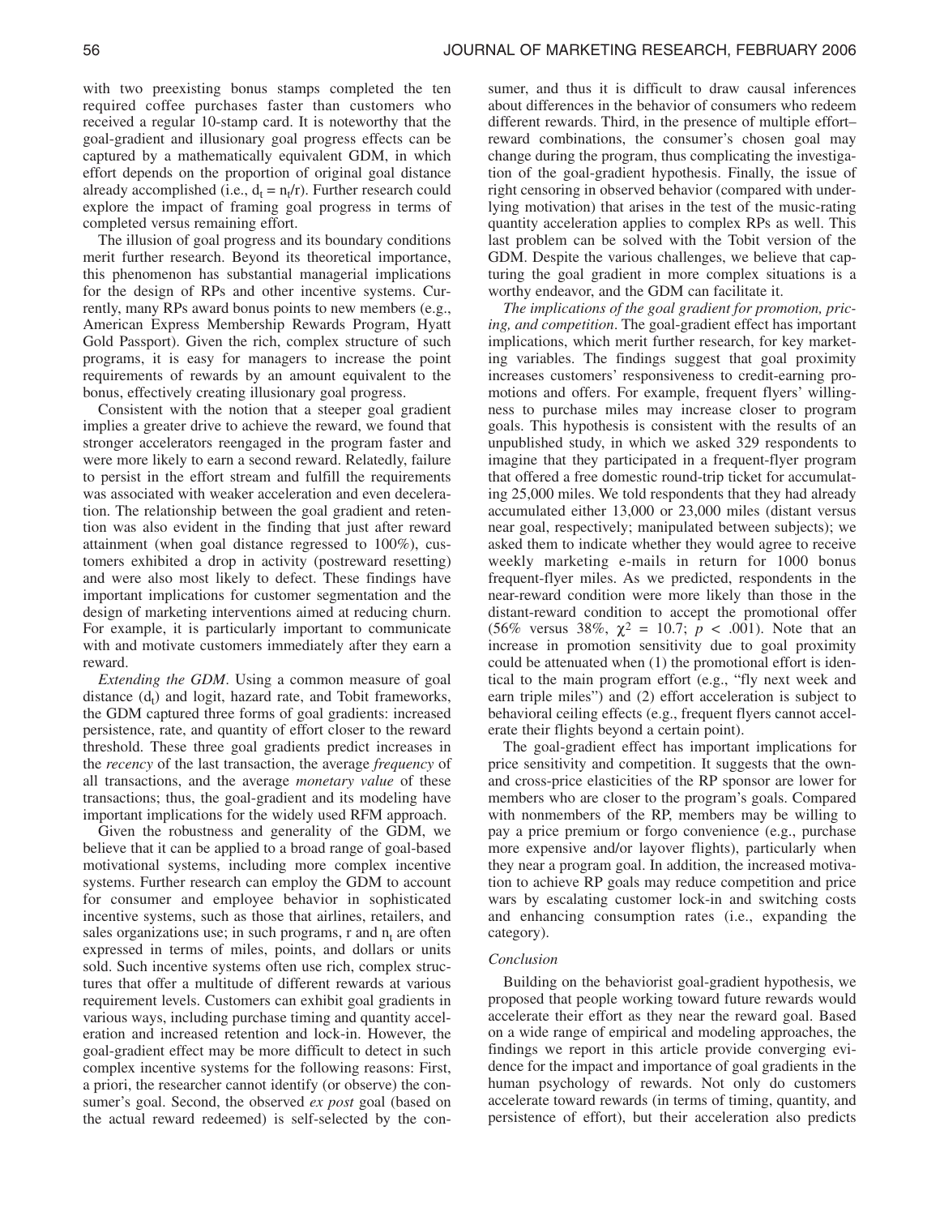with two preexisting bonus stamps completed the ten required coffee purchases faster than customers who received a regular 10-stamp card. It is noteworthy that the goal-gradient and illusionary goal progress effects can be captured by a mathematically equivalent GDM, in which effort depends on the proportion of original goal distance already accomplished (i.e., $d_t = n_t/r$). Further research could explore the impact of framing goal progress in terms of completed versus remaining effort.

The illusion of goal progress and its boundary conditions merit further research. Beyond its theoretical importance, this phenomenon has substantial managerial implications for the design of RPs and other incentive systems. Currently, many RPs award bonus points to new members (e.g., American Express Membership Rewards Program, Hyatt Gold Passport). Given the rich, complex structure of such programs, it is easy for managers to increase the point requirements of rewards by an amount equivalent to the bonus, effectively creating illusionary goal progress.

Consistent with the notion that a steeper goal gradient implies a greater drive to achieve the reward, we found that stronger accelerators reengaged in the program faster and were more likely to earn a second reward. Relatedly, failure to persist in the effort stream and fulfill the requirements was associated with weaker acceleration and even deceleration. The relationship between the goal gradient and retention was also evident in the finding that just after reward attainment (when goal distance regressed to 100%), customers exhibited a drop in activity (postreward resetting) and were also most likely to defect. These findings have important implications for customer segmentation and the design of marketing interventions aimed at reducing churn. For example, it is particularly important to communicate with and motivate customers immediately after they earn a reward.

*Extending the GDM*. Using a common measure of goal distance ($d_t$) and logit, hazard rate, and Tobit frameworks, the GDM captured three forms of goal gradients: increased persistence, rate, and quantity of effort closer to the reward threshold. These three goal gradients predict increases in the *recency* of the last transaction, the average *frequency* of all transactions, and the average *monetary value* of these transactions; thus, the goal-gradient and its modeling have important implications for the widely used RFM approach.

Given the robustness and generality of the GDM, we believe that it can be applied to a broad range of goal-based motivational systems, including more complex incentive systems. Further research can employ the GDM to account for consumer and employee behavior in sophisticated incentive systems, such as those that airlines, retailers, and sales organizations use; in such programs, r and $n_t$ are often expressed in terms of miles, points, and dollars or units sold. Such incentive systems often use rich, complex structures that offer a multitude of different rewards at various requirement levels. Customers can exhibit goal gradients in various ways, including purchase timing and quantity acceleration and increased retention and lock-in. However, the goal-gradient effect may be more difficult to detect in such complex incentive systems for the following reasons: First, a priori, the researcher cannot identify (or observe) the consumer's goal. Second, the observed *ex post* goal (based on the actual reward redeemed) is self-selected by the consumer, and thus it is difficult to draw causal inferences about differences in the behavior of consumers who redeem different rewards. Third, in the presence of multiple effort–reward combinations, the consumer's chosen goal may change during the program, thus complicating the investigation of the goal-gradient hypothesis. Finally, the issue of right censoring in observed behavior (compared with underlying motivation) that arises in the test of the music-rating quantity acceleration applies to complex RPs as well. This last problem can be solved with the Tobit version of the GDM. Despite the various challenges, we believe that capturing the goal gradient in more complex situations is a worthy endeavor, and the GDM can facilitate it.

*The implications of the goal gradient for promotion, pricing, and competition*. The goal-gradient effect has important implications, which merit further research, for key marketing variables. The findings suggest that goal proximity increases customers' responsiveness to credit-earning promotions and offers. For example, frequent flyers' willingness to purchase miles may increase closer to program goals. This hypothesis is consistent with the results of an unpublished study, in which we asked 329 respondents to imagine that they participated in a frequent-flyer program that offered a free domestic round-trip ticket for accumulating 25,000 miles. We told respondents that they had already accumulated either 13,000 or 23,000 miles (distant versus near goal, respectively; manipulated between subjects); we asked them to indicate whether they would agree to receive weekly marketing e-mails in return for 1000 bonus frequent-flyer miles. As we predicted, respondents in the near-reward condition were more likely than those in the distant-reward condition to accept the promotional offer (56% versus 38%, $\chi^2 = 10.7$; $p < .001$). Note that an increase in promotion sensitivity due to goal proximity could be attenuated when (1) the promotional effort is identical to the main program effort (e.g., "fly next week and earn triple miles") and (2) effort acceleration is subject to behavioral ceiling effects (e.g., frequent flyers cannot accelerate their flights beyond a certain point).

The goal-gradient effect has important implications for price sensitivity and competition. It suggests that the own- and cross-price elasticities of the RP sponsor are lower for members who are closer to the program's goals. Compared with nonmembers of the RP, members may be willing to pay a price premium or forgo convenience (e.g., purchase more expensive and/or layover flights), particularly when they near a program goal. In addition, the increased motivation to achieve RP goals may reduce competition and price wars by escalating customer lock-in and switching costs and enhancing consumption rates (i.e., expanding the category).

### *Conclusion*

Building on the behaviorist goal-gradient hypothesis, we proposed that people working toward future rewards would accelerate their effort as they near the reward goal. Based on a wide range of empirical and modeling approaches, the findings we report in this article provide converging evidence for the impact and importance of goal gradients in the human psychology of rewards. Not only do customers accelerate toward rewards (in terms of timing, quantity, and persistence of effort), but their acceleration also predicts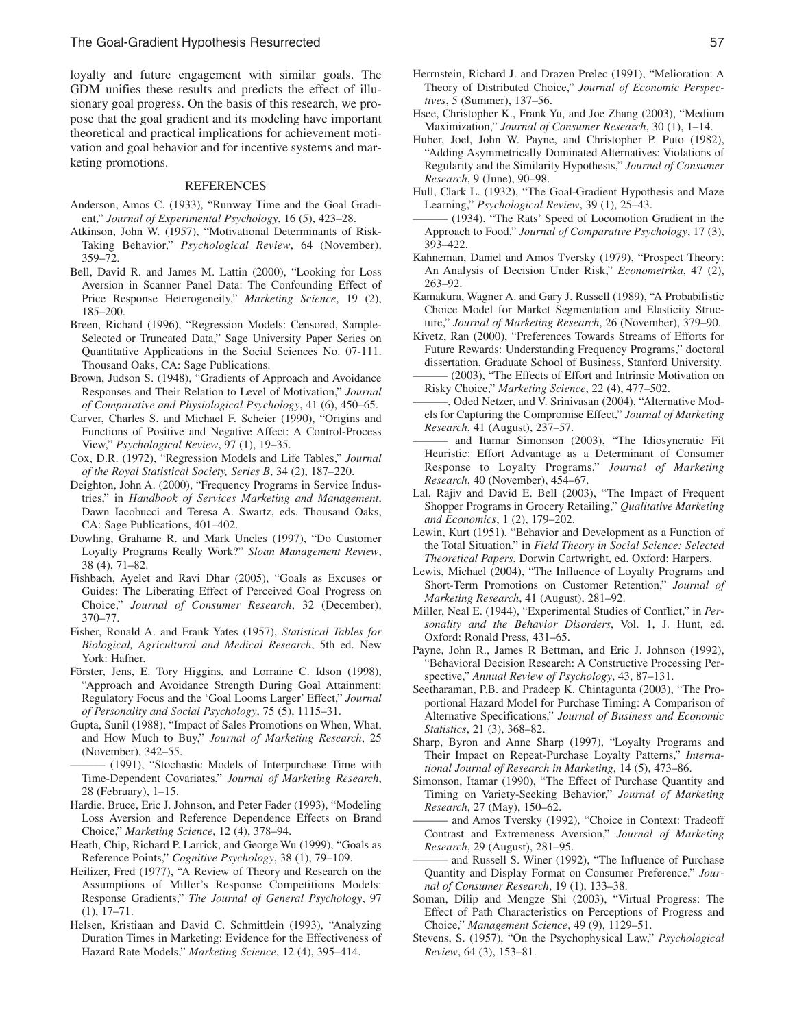loyalty and future engagement with similar goals. The GDM unifies these results and predicts the effect of illusionary goal progress. On the basis of this research, we propose that the goal gradient and its modeling have important theoretical and practical implications for achievement motivation and goal behavior and for incentive systems and marketing promotions.

## REFERENCES

Anderson, Amos C. (1933), "Runway Time and the Goal Gradient," *Journal of Experimental Psychology*, 16 (5), 423–28.

Atkinson, John W. (1957), "Motivational Determinants of Risk-Taking Behavior," *Psychological Review*, 64 (November), 359–72.

Bell, David R. and James M. Lattin (2000), "Looking for Loss Aversion in Scanner Panel Data: The Confounding Effect of Price Response Heterogeneity," *Marketing Science*, 19 (2), 185–200.

Breen, Richard (1996), "Regression Models: Censored, Sample-Selected or Truncated Data," Sage University Paper Series on Quantitative Applications in the Social Sciences No. 07-111. Thousand Oaks, CA: Sage Publications.

Brown, Judson S. (1948), "Gradients of Approach and Avoidance Responses and Their Relation to Level of Motivation," *Journal of Comparative and Physiological Psychology*, 41 (6), 450–65.

Carver, Charles S. and Michael F. Scheier (1990), "Origins and Functions of Positive and Negative Affect: A Control-Process View," *Psychological Review*, 97 (1), 19–35.

Cox, D.R. (1972), "Regression Models and Life Tables," *Journal of the Royal Statistical Society, Series B*, 34 (2), 187–220.

Deighton, John A. (2000), "Frequency Programs in Service Industries," in *Handbook of Services Marketing and Management*, Dawn Iacobucci and Teresa A. Swartz, eds. Thousand Oaks, CA: Sage Publications, 401–402.

Dowling, Grahame R. and Mark Uncles (1997), "Do Customer Loyalty Programs Really Work?" *Sloan Management Review*, 38 (4), 71–82.

Fishbach, Ayelet and Ravi Dhar (2005), "Goals as Excuses or Guides: The Liberating Effect of Perceived Goal Progress on Choice," *Journal of Consumer Research*, 32 (December), 370–77.

Fisher, Ronald A. and Frank Yates (1957), *Statistical Tables for Biological, Agricultural and Medical Research*, 5th ed. New York: Hafner.

Förster, Jens, E. Tory Higgins, and Lorraine C. Idson (1998), "Approach and Avoidance Strength During Goal Attainment: Regulatory Focus and the 'Goal Looms Larger' Effect," *Journal of Personality and Social Psychology*, 75 (5), 1115–31.

Gupta, Sunil (1988), "Impact of Sales Promotions on When, What, and How Much to Buy," *Journal of Marketing Research*, 25 (November), 342–55.

——— (1991), "Stochastic Models of Interpurchase Time with Time-Dependent Covariates," *Journal of Marketing Research*, 28 (February), 1–15.

Hardie, Bruce, Eric J. Johnson, and Peter Fader (1993), "Modeling Loss Aversion and Reference Dependence Effects on Brand Choice," *Marketing Science*, 12 (4), 378–94.

Heath, Chip, Richard P. Larrick, and George Wu (1999), "Goals as Reference Points," *Cognitive Psychology*, 38 (1), 79–109.

Heilizer, Fred (1977), "A Review of Theory and Research on the Assumptions of Miller's Response Competitions Models: Response Gradients," *The Journal of General Psychology*, 97 (1), 17–71.

Helsen, Kristiaan and David C. Schmittlein (1993), "Analyzing Duration Times in Marketing: Evidence for the Effectiveness of Hazard Rate Models," *Marketing Science*, 12 (4), 395–414.

Herrnstein, Richard J. and Drazen Prelec (1991), "Melioration: A Theory of Distributed Choice," *Journal of Economic Perspectives*, 5 (Summer), 137–56.

Hsee, Christopher K., Frank Yu, and Joe Zhang (2003), "Medium Maximization," *Journal of Consumer Research*, 30 (1), 1–14.

Huber, Joel, John W. Payne, and Christopher P. Puto (1982), "Adding Asymmetrically Dominated Alternatives: Violations of Regularity and the Similarity Hypothesis," *Journal of Consumer Research*, 9 (June), 90–98.

Hull, Clark L. (1932), "The Goal-Gradient Hypothesis and Maze Learning," *Psychological Review*, 39 (1), 25–43.

——— (1934), "The Rats' Speed of Locomotion Gradient in the Approach to Food," *Journal of Comparative Psychology*, 17 (3), 393–422.

Kahneman, Daniel and Amos Tversky (1979), "Prospect Theory: An Analysis of Decision Under Risk," *Econometrika*, 47 (2), 263–92.

Kamakura, Wagner A. and Gary J. Russell (1989), "A Probabilistic Choice Model for Market Segmentation and Elasticity Structure," *Journal of Marketing Research*, 26 (November), 379–90.

Kivetz, Ran (2000), "Preferences Towards Streams of Efforts for Future Rewards: Understanding Frequency Programs," doctoral dissertation, Graduate School of Business, Stanford University.

——— (2003), "The Effects of Effort and Intrinsic Motivation on Risky Choice," *Marketing Science*, 22 (4), 477–502.

———, Oded Netzer, and V. Srinivasan (2004), "Alternative Models for Capturing the Compromise Effect," *Journal of Marketing Research*, 41 (August), 237–57.

——— and Itamar Simonson (2003), "The Idiosyncratic Fit Heuristic: Effort Advantage as a Determinant of Consumer Response to Loyalty Programs," *Journal of Marketing Research*, 40 (November), 454–67.

Lal, Rajiv and David E. Bell (2003), "The Impact of Frequent Shopper Programs in Grocery Retailing," *Qualitative Marketing and Economics*, 1 (2), 179–202.

Lewin, Kurt (1951), "Behavior and Development as a Function of the Total Situation," in *Field Theory in Social Science: Selected Theoretical Papers*, Dorwin Cartwright, ed. Oxford: Harpers.

Lewis, Michael (2004), "The Influence of Loyalty Programs and Short-Term Promotions on Customer Retention," *Journal of Marketing Research*, 41 (August), 281–92.

Miller, Neal E. (1944), "Experimental Studies of Conflict," in *Personality and the Behavior Disorders*, Vol. 1, J. Hunt, ed. Oxford: Ronald Press, 431–65.

Payne, John R., James R Bettman, and Eric J. Johnson (1992), "Behavioral Decision Research: A Constructive Processing Perspective," *Annual Review of Psychology*, 43, 87–131.

Seetharaman, P.B. and Pradeep K. Chintagunta (2003), "The Proportional Hazard Model for Purchase Timing: A Comparison of Alternative Specifications," *Journal of Business and Economic Statistics*, 21 (3), 368–82.

Sharp, Byron and Anne Sharp (1997), "Loyalty Programs and Their Impact on Repeat-Purchase Loyalty Patterns," *International Journal of Research in Marketing*, 14 (5), 473–86.

Simonson, Itamar (1990), "The Effect of Purchase Quantity and Timing on Variety-Seeking Behavior," *Journal of Marketing Research*, 27 (May), 150–62.

——— and Amos Tversky (1992), "Choice in Context: Tradeoff Contrast and Extremeness Aversion," *Journal of Marketing Research*, 29 (August), 281–95.

——— and Russell S. Winer (1992), "The Influence of Purchase Quantity and Display Format on Consumer Preference," *Journal of Consumer Research*, 19 (1), 133–38.

Soman, Dilip and Mengze Shi (2003), "Virtual Progress: The Effect of Path Characteristics on Perceptions of Progress and Choice," *Management Science*, 49 (9), 1129–51.

Stevens, S. (1957), "On the Psychophysical Law," *Psychological Review*, 64 (3), 153–81.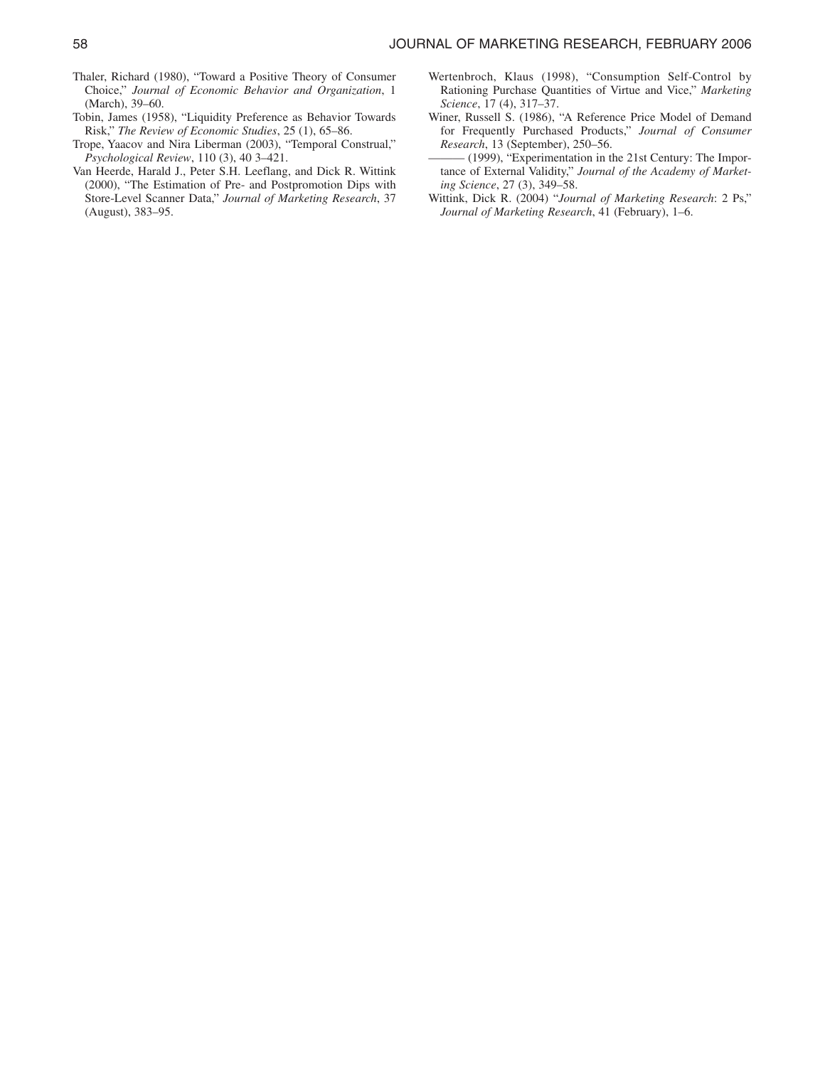Thaler, Richard (1980), "Toward a Positive Theory of Consumer Choice," *Journal of Economic Behavior and Organization*, 1 (March), 39–60.

Tobin, James (1958), "Liquidity Preference as Behavior Towards Risk," *The Review of Economic Studies*, 25 (1), 65–86.

Trope, Yaacov and Nira Liberman (2003), "Temporal Construal," *Psychological Review*, 110 (3), 40 3–421.

Van Heerde, Harald J., Peter S.H. Leeflang, and Dick R. Wittink (2000), "The Estimation of Pre- and Postpromotion Dips with Store-Level Scanner Data," *Journal of Marketing Research*, 37 (August), 383–95.

Wertenbroch, Klaus (1998), "Consumption Self-Control by Rationing Purchase Quantities of Virtue and Vice," *Marketing Science*, 17 (4), 317–37.

Winer, Russell S. (1986), "A Reference Price Model of Demand for Frequently Purchased Products," *Journal of Consumer Research*, 13 (September), 250–56.

——— (1999), "Experimentation in the 21st Century: The Importance of External Validity," *Journal of the Academy of Marketing Science*, 27 (3), 349–58.

Wittink, Dick R. (2004) "*Journal of Marketing Research*: 2 Ps," *Journal of Marketing Research*, 41 (February), 1–6.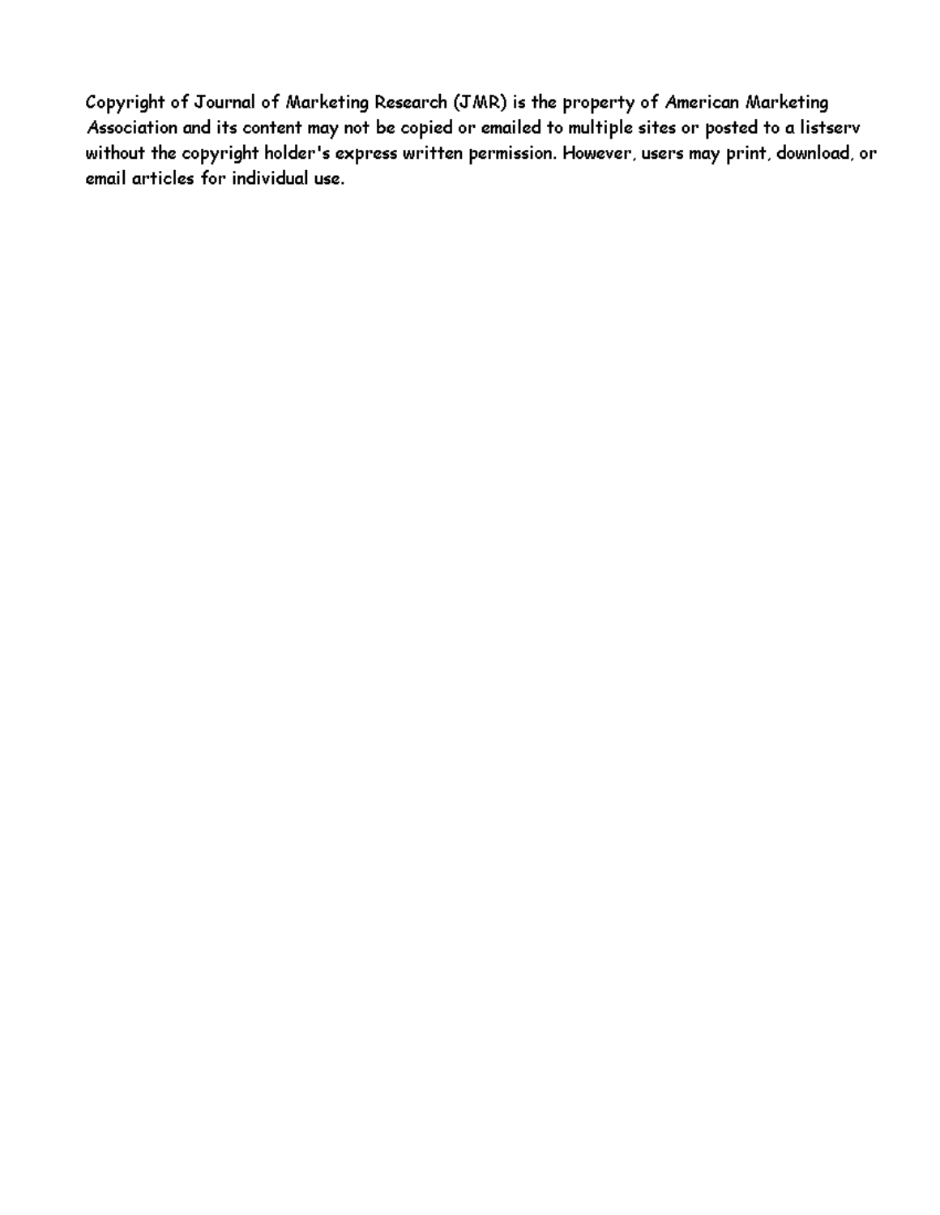Copyright of Journal of Marketing Research (JMR) is the property of American Marketing Association and its content may not be copied or emailed to multiple sites or posted to a listserv without the copyright holder's express written permission. However, users may print, download, or email articles for individual use.